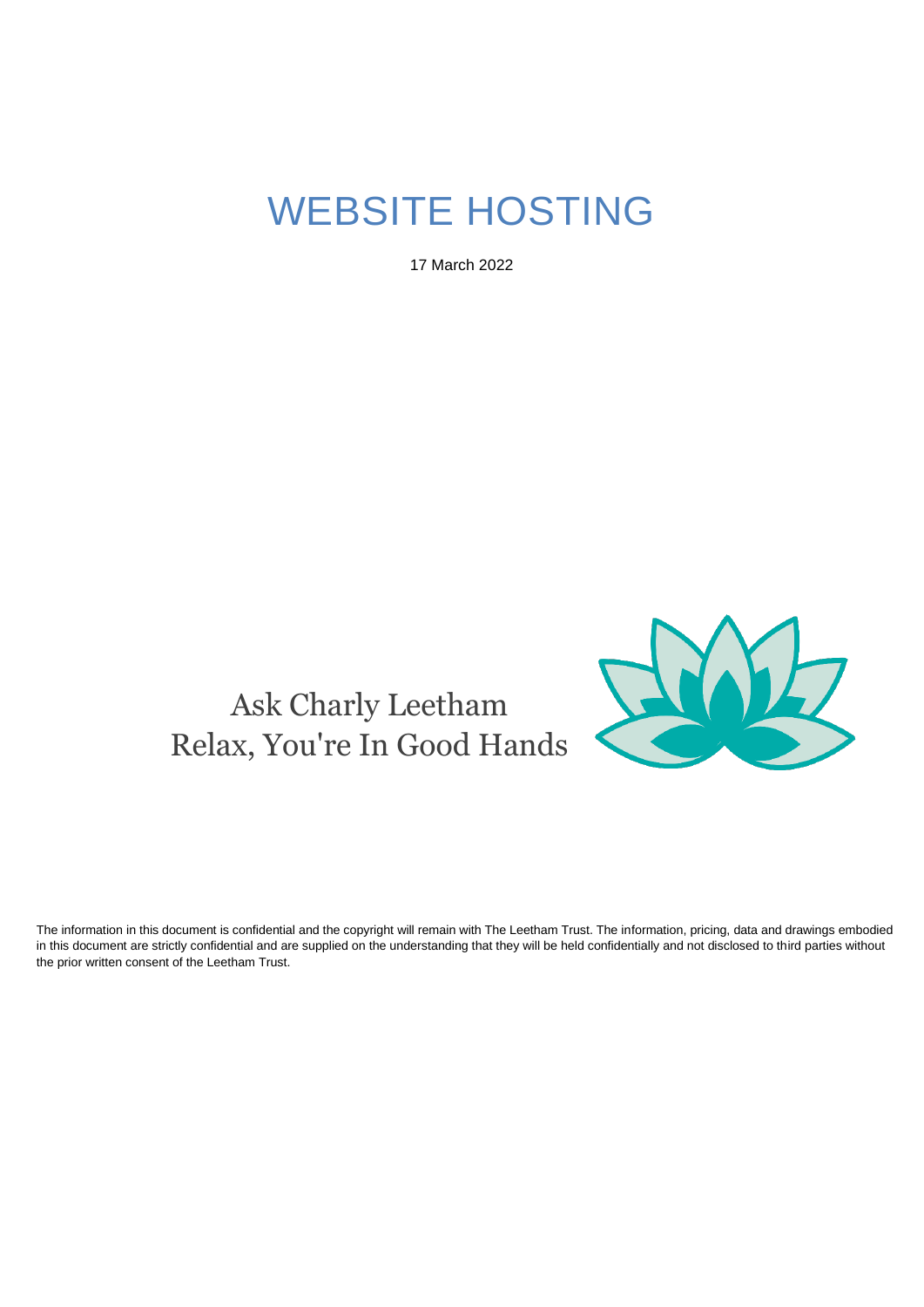# WEBSITE HOSTING

17 March 2022

Ask Charly Leetham
Relax, You're In Good Hands

The information in this document is confidential and the copyright will remain with The Leetham Trust. The information, pricing, data and drawings embodied in this document are strictly confidential and are supplied on the understanding that they will be held confidentially and not disclosed to third parties without the prior written consent of the Leetham Trust.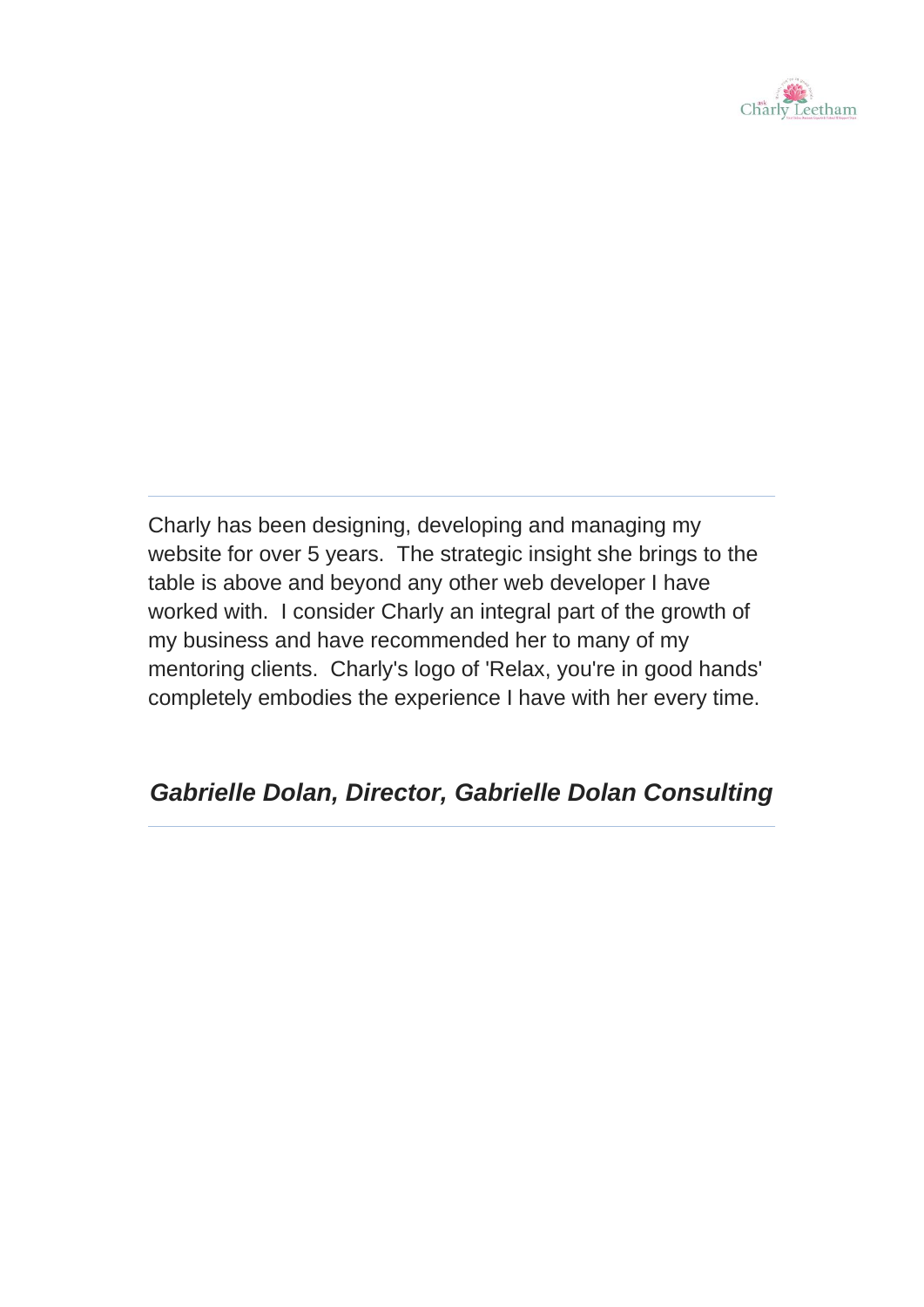---

Charly has been designing, developing and managing my website for over 5 years. The strategic insight she brings to the table is above and beyond any other web developer I have worked with. I consider Charly an integral part of the growth of my business and have recommended her to many of my mentoring clients. Charly's logo of 'Relax, you're in good hands' completely embodies the experience I have with her every time.

***Gabrielle Dolan, Director, Gabrielle Dolan Consulting***

---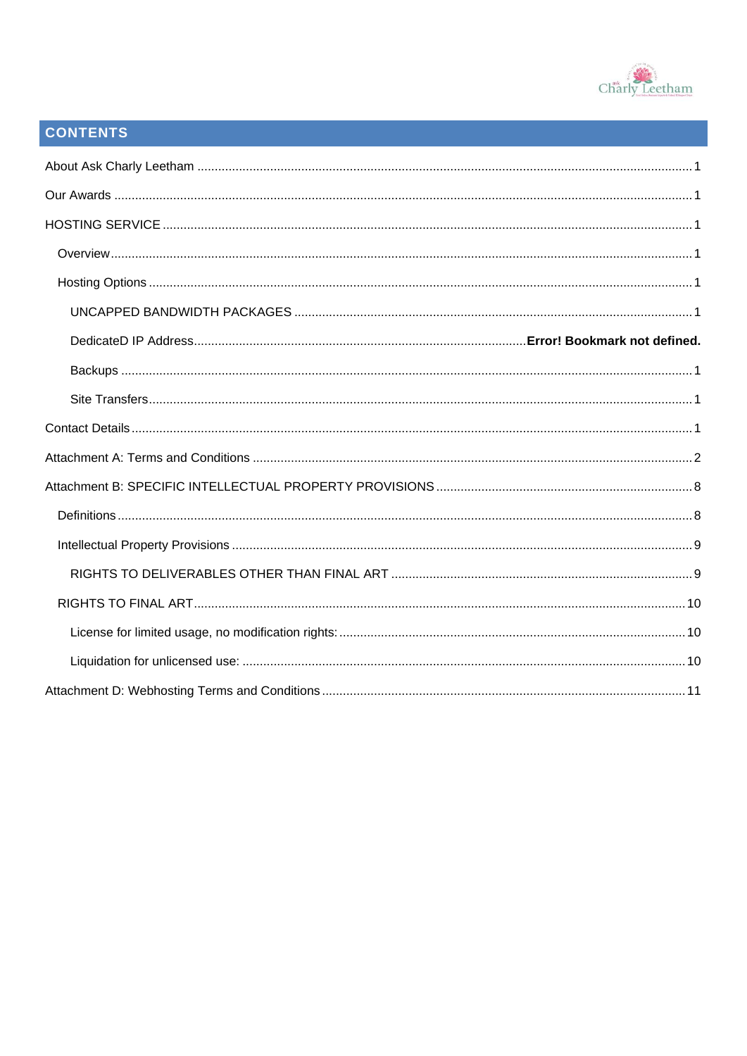## CONTENTS

About Ask Charly Leetham ............................................................ 1

Our Awards ............................................................ 1

HOSTING SERVICE ............................................................ 1

- Overview ............................................................ 1
- Hosting Options ............................................................ 1
  - UNCAPPED BANDWIDTH PACKAGES ............................................................ 1
  - DedicateD IP Address ............................................................ **Error! Bookmark not defined.**
  - Backups ............................................................ 1
  - Site Transfers ............................................................ 1

Contact Details ............................................................ 1

Attachment A: Terms and Conditions ............................................................ 2

Attachment B: SPECIFIC INTELLECTUAL PROPERTY PROVISIONS ............................................................ 8

- Definitions ............................................................ 8
- Intellectual Property Provisions ............................................................ 9
  - RIGHTS TO DELIVERABLES OTHER THAN FINAL ART ............................................................ 9
- RIGHTS TO FINAL ART ............................................................ 10
  - License for limited usage, no modification rights: ............................................................ 10
  - Liquidation for unlicensed use: ............................................................ 10

Attachment D: Webhosting Terms and Conditions ............................................................ 11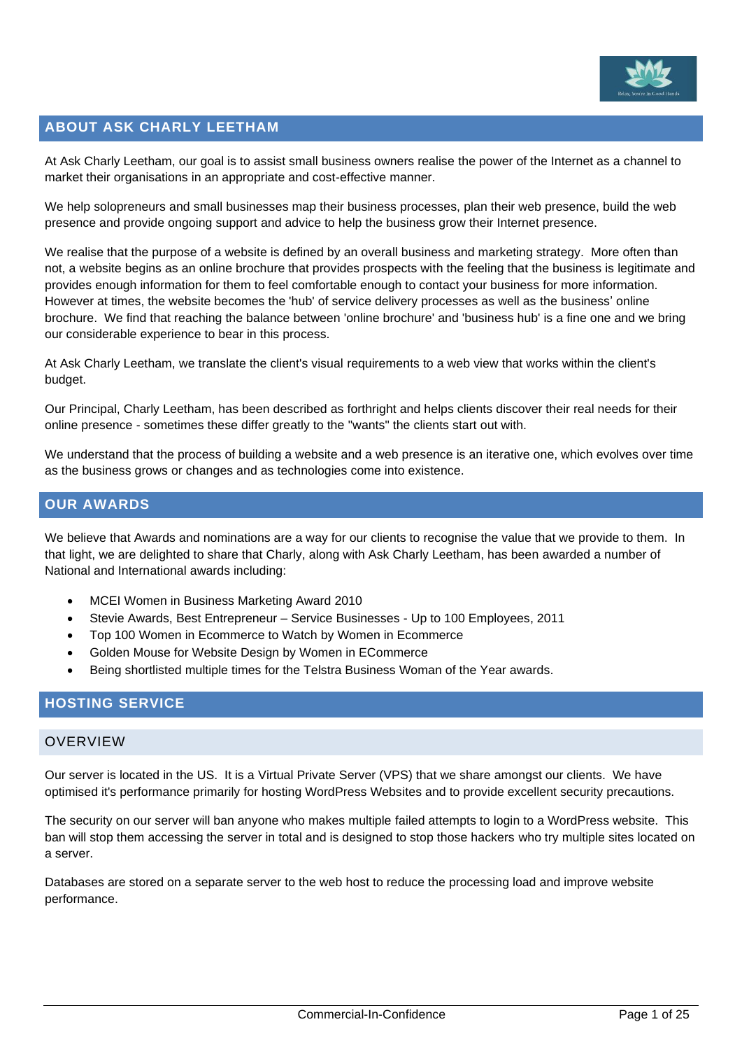## ABOUT ASK CHARLY LEETHAM

At Ask Charly Leetham, our goal is to assist small business owners realise the power of the Internet as a channel to market their organisations in an appropriate and cost-effective manner.

We help solopreneurs and small businesses map their business processes, plan their web presence, build the web presence and provide ongoing support and advice to help the business grow their Internet presence.

We realise that the purpose of a website is defined by an overall business and marketing strategy. More often than not, a website begins as an online brochure that provides prospects with the feeling that the business is legitimate and provides enough information for them to feel comfortable enough to contact your business for more information. However at times, the website becomes the 'hub' of service delivery processes as well as the business' online brochure. We find that reaching the balance between 'online brochure' and 'business hub' is a fine one and we bring our considerable experience to bear in this process.

At Ask Charly Leetham, we translate the client's visual requirements to a web view that works within the client's budget.

Our Principal, Charly Leetham, has been described as forthright and helps clients discover their real needs for their online presence - sometimes these differ greatly to the "wants" the clients start out with.

We understand that the process of building a website and a web presence is an iterative one, which evolves over time as the business grows or changes and as technologies come into existence.

## OUR AWARDS

We believe that Awards and nominations are a way for our clients to recognise the value that we provide to them. In that light, we are delighted to share that Charly, along with Ask Charly Leetham, has been awarded a number of National and International awards including:

- MCEI Women in Business Marketing Award 2010
- Stevie Awards, Best Entrepreneur – Service Businesses - Up to 100 Employees, 2011
- Top 100 Women in Ecommerce to Watch by Women in Ecommerce
- Golden Mouse for Website Design by Women in ECommerce
- Being shortlisted multiple times for the Telstra Business Woman of the Year awards.

## HOSTING SERVICE

### OVERVIEW

Our server is located in the US. It is a Virtual Private Server (VPS) that we share amongst our clients. We have optimised it's performance primarily for hosting WordPress Websites and to provide excellent security precautions.

The security on our server will ban anyone who makes multiple failed attempts to login to a WordPress website. This ban will stop them accessing the server in total and is designed to stop those hackers who try multiple sites located on a server.

Databases are stored on a separate server to the web host to reduce the processing load and improve website performance.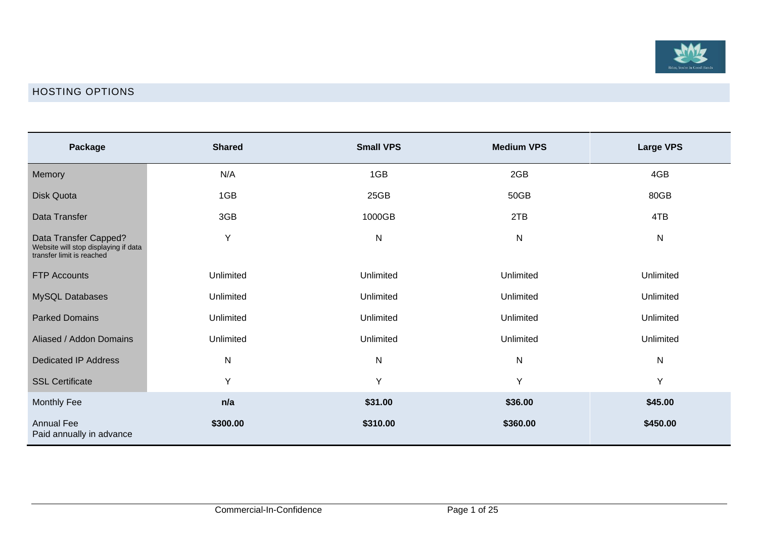## HOSTING OPTIONS

| Package | Shared | Small VPS | Medium VPS | Large VPS |
|---|---|---|---|---|
| Memory | N/A | 1GB | 2GB | 4GB |
| Disk Quota | 1GB | 25GB | 50GB | 80GB |
| Data Transfer | 3GB | 1000GB | 2TB | 4TB |
| Data Transfer Capped? Website will stop displaying if data transfer limit is reached | Y | N | N | N |
| FTP Accounts | Unlimited | Unlimited | Unlimited | Unlimited |
| MySQL Databases | Unlimited | Unlimited | Unlimited | Unlimited |
| Parked Domains | Unlimited | Unlimited | Unlimited | Unlimited |
| Aliased / Addon Domains | Unlimited | Unlimited | Unlimited | Unlimited |
| Dedicated IP Address | N | N | N | N |
| SSL Certificate | Y | Y | Y | Y |
| Monthly Fee | **n/a** | **$31.00** | **$36.00** | **$45.00** |
| Annual Fee Paid annually in advance | **$300.00** | **$310.00** | **$360.00** | **$450.00** |

Commercial-In-Confidence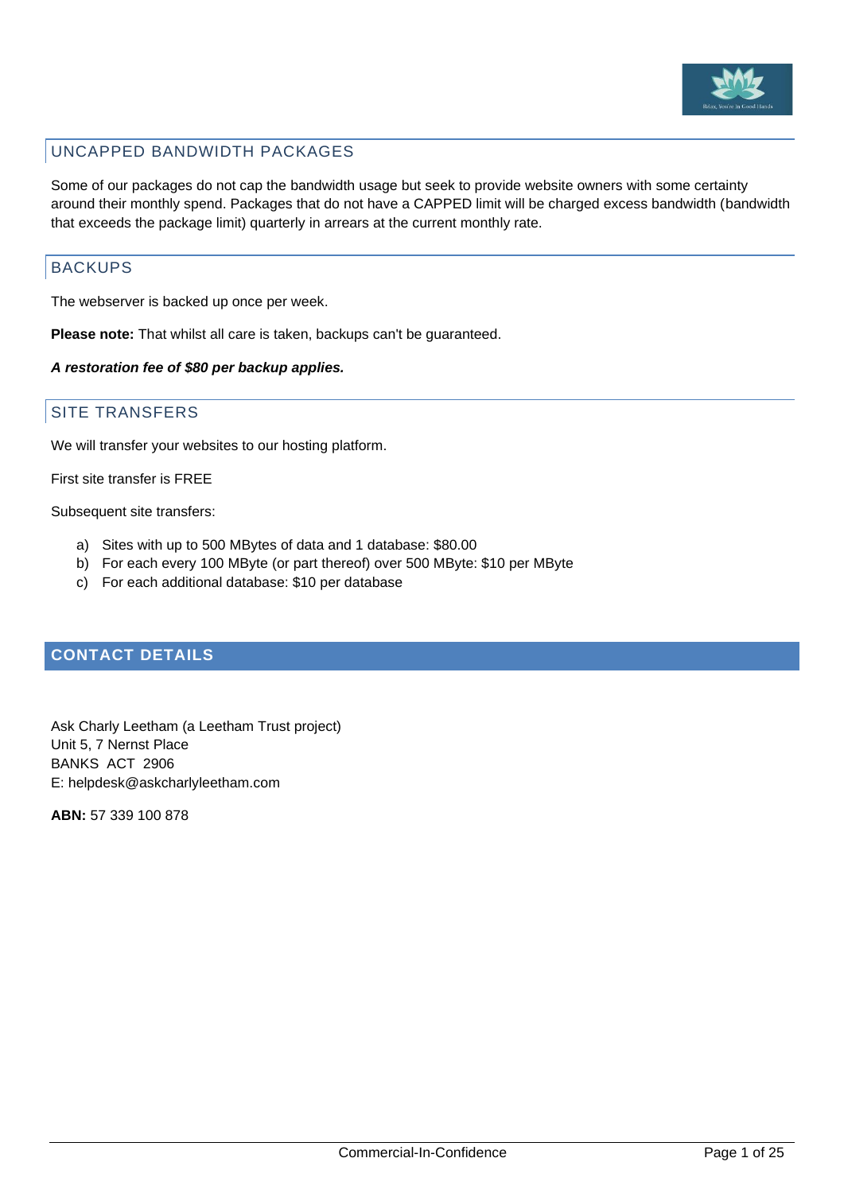## UNCAPPED BANDWIDTH PACKAGES

Some of our packages do not cap the bandwidth usage but seek to provide website owners with some certainty around their monthly spend. Packages that do not have a CAPPED limit will be charged excess bandwidth (bandwidth that exceeds the package limit) quarterly in arrears at the current monthly rate.

## BACKUPS

The webserver is backed up once per week.

**Please note:** That whilst all care is taken, backups can't be guaranteed.

***A restoration fee of $80 per backup applies.***

## SITE TRANSFERS

We will transfer your websites to our hosting platform.

First site transfer is FREE

Subsequent site transfers:

a) Sites with up to 500 MBytes of data and 1 database: $80.00
b) For each every 100 MByte (or part thereof) over 500 MByte: $10 per MByte
c) For each additional database: $10 per database

# CONTACT DETAILS

Ask Charly Leetham (a Leetham Trust project)
Unit 5, 7 Nernst Place
BANKS ACT 2906
E: helpdesk@askcharlyleetham.com

**ABN:** 57 339 100 878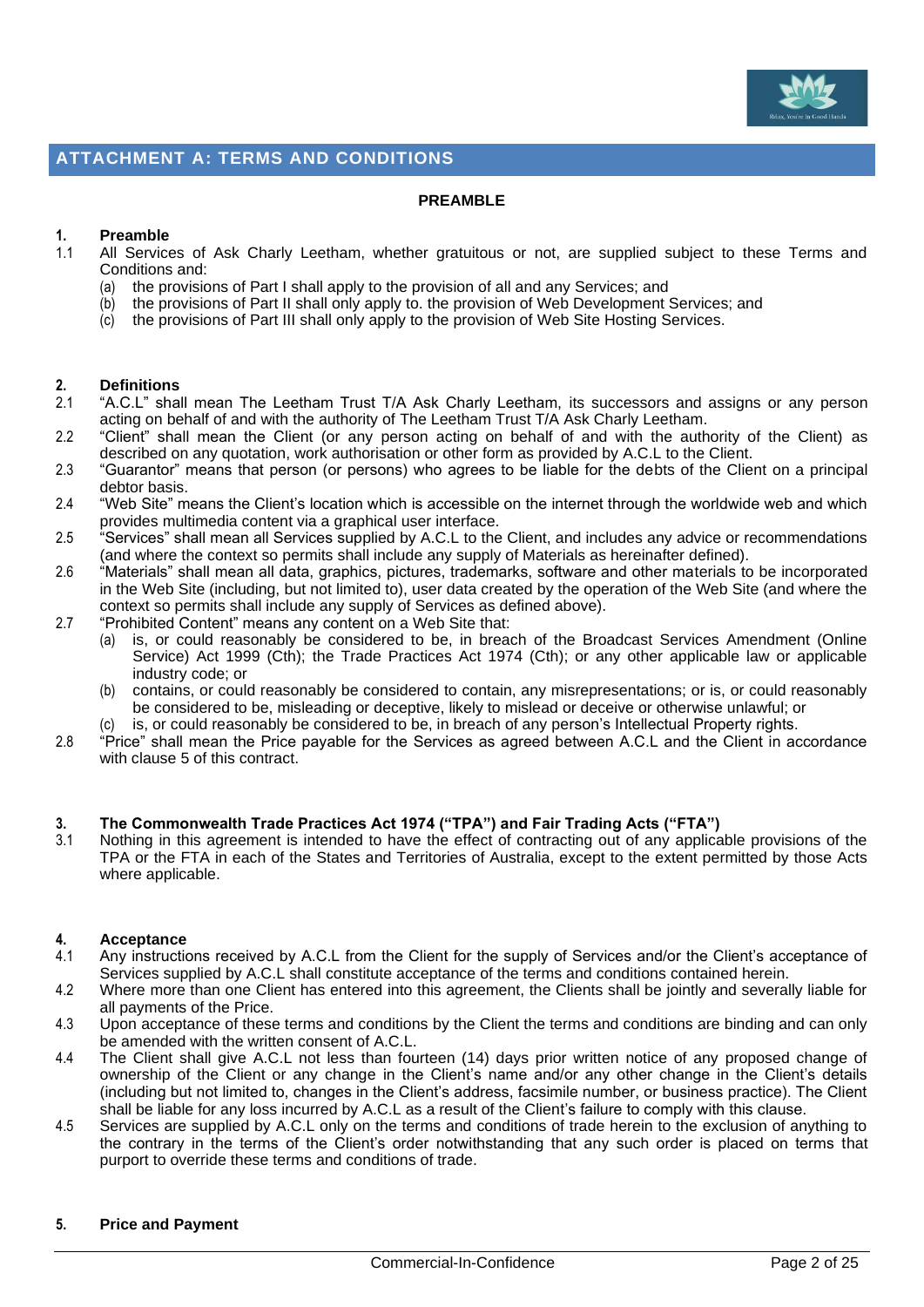## ATTACHMENT A: TERMS AND CONDITIONS

**PREAMBLE**

### 1. Preamble

1.1 All Services of Ask Charly Leetham, whether gratuitous or not, are supplied subject to these Terms and Conditions and:

(a) the provisions of Part I shall apply to the provision of all and any Services; and
(b) the provisions of Part II shall only apply to. the provision of Web Development Services; and
(c) the provisions of Part III shall only apply to the provision of Web Site Hosting Services.

### 2. Definitions

2.1 "A.C.L" shall mean The Leetham Trust T/A Ask Charly Leetham, its successors and assigns or any person acting on behalf of and with the authority of The Leetham Trust T/A Ask Charly Leetham.

2.2 "Client" shall mean the Client (or any person acting on behalf of and with the authority of the Client) as described on any quotation, work authorisation or other form as provided by A.C.L to the Client.

2.3 "Guarantor" means that person (or persons) who agrees to be liable for the debts of the Client on a principal debtor basis.

2.4 "Web Site" means the Client's location which is accessible on the internet through the worldwide web and which provides multimedia content via a graphical user interface.

2.5 "Services" shall mean all Services supplied by A.C.L to the Client, and includes any advice or recommendations (and where the context so permits shall include any supply of Materials as hereinafter defined).

2.6 "Materials" shall mean all data, graphics, pictures, trademarks, software and other materials to be incorporated in the Web Site (including, but not limited to), user data created by the operation of the Web Site (and where the context so permits shall include any supply of Services as defined above).

2.7 "Prohibited Content" means any content on a Web Site that:

(a) is, or could reasonably be considered to be, in breach of the Broadcast Services Amendment (Online Service) Act 1999 (Cth); the Trade Practices Act 1974 (Cth); or any other applicable law or applicable industry code; or
(b) contains, or could reasonably be considered to contain, any misrepresentations; or is, or could reasonably be considered to be, misleading or deceptive, likely to mislead or deceive or otherwise unlawful; or
(c) is, or could reasonably be considered to be, in breach of any person's Intellectual Property rights.

2.8 "Price" shall mean the Price payable for the Services as agreed between A.C.L and the Client in accordance with clause 5 of this contract.

### 3. The Commonwealth Trade Practices Act 1974 ("TPA") and Fair Trading Acts ("FTA")

3.1 Nothing in this agreement is intended to have the effect of contracting out of any applicable provisions of the TPA or the FTA in each of the States and Territories of Australia, except to the extent permitted by those Acts where applicable.

### 4. Acceptance

4.1 Any instructions received by A.C.L from the Client for the supply of Services and/or the Client's acceptance of Services supplied by A.C.L shall constitute acceptance of the terms and conditions contained herein.

4.2 Where more than one Client has entered into this agreement, the Clients shall be jointly and severally liable for all payments of the Price.

4.3 Upon acceptance of these terms and conditions by the Client the terms and conditions are binding and can only be amended with the written consent of A.C.L.

4.4 The Client shall give A.C.L not less than fourteen (14) days prior written notice of any proposed change of ownership of the Client or any change in the Client's name and/or any other change in the Client's details (including but not limited to, changes in the Client's address, facsimile number, or business practice). The Client shall be liable for any loss incurred by A.C.L as a result of the Client's failure to comply with this clause.

4.5 Services are supplied by A.C.L only on the terms and conditions of trade herein to the exclusion of anything to the contrary in the terms of the Client's order notwithstanding that any such order is placed on terms that purport to override these terms and conditions of trade.

### 5. Price and Payment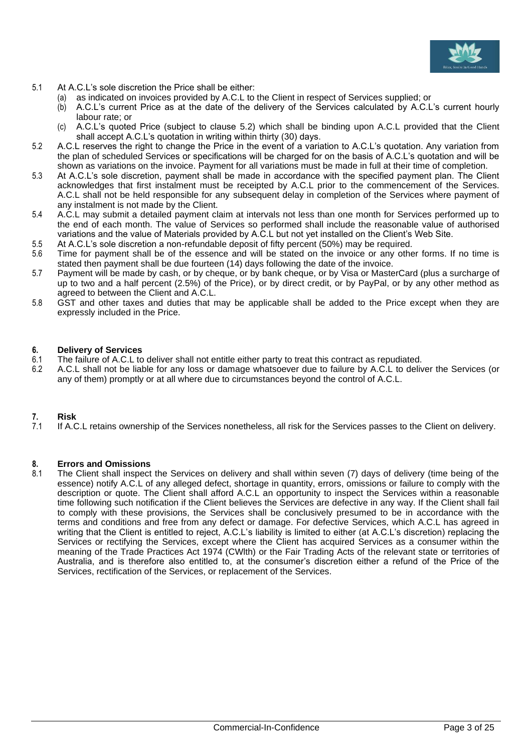5.1 At A.C.L's sole discretion the Price shall be either:

(a) as indicated on invoices provided by A.C.L to the Client in respect of Services supplied; or

(b) A.C.L's current Price as at the date of the delivery of the Services calculated by A.C.L's current hourly labour rate; or

(c) A.C.L's quoted Price (subject to clause 5.2) which shall be binding upon A.C.L provided that the Client shall accept A.C.L's quotation in writing within thirty (30) days.

5.2 A.C.L reserves the right to change the Price in the event of a variation to A.C.L's quotation. Any variation from the plan of scheduled Services or specifications will be charged for on the basis of A.C.L's quotation and will be shown as variations on the invoice. Payment for all variations must be made in full at their time of completion.

5.3 At A.C.L's sole discretion, payment shall be made in accordance with the specified payment plan. The Client acknowledges that first instalment must be receipted by A.C.L prior to the commencement of the Services. A.C.L shall not be held responsible for any subsequent delay in completion of the Services where payment of any instalment is not made by the Client.

5.4 A.C.L may submit a detailed payment claim at intervals not less than one month for Services performed up to the end of each month. The value of Services so performed shall include the reasonable value of authorised variations and the value of Materials provided by A.C.L but not yet installed on the Client's Web Site.

5.5 At A.C.L's sole discretion a non-refundable deposit of fifty percent (50%) may be required.

5.6 Time for payment shall be of the essence and will be stated on the invoice or any other forms. If no time is stated then payment shall be due fourteen (14) days following the date of the invoice.

5.7 Payment will be made by cash, or by cheque, or by bank cheque, or by Visa or MasterCard (plus a surcharge of up to two and a half percent (2.5%) of the Price), or by direct credit, or by PayPal, or by any other method as agreed to between the Client and A.C.L.

5.8 GST and other taxes and duties that may be applicable shall be added to the Price except when they are expressly included in the Price.

## 6. Delivery of Services

6.1 The failure of A.C.L to deliver shall not entitle either party to treat this contract as repudiated.

6.2 A.C.L shall not be liable for any loss or damage whatsoever due to failure by A.C.L to deliver the Services (or any of them) promptly or at all where due to circumstances beyond the control of A.C.L.

## 7. Risk

7.1 If A.C.L retains ownership of the Services nonetheless, all risk for the Services passes to the Client on delivery.

## 8. Errors and Omissions

8.1 The Client shall inspect the Services on delivery and shall within seven (7) days of delivery (time being of the essence) notify A.C.L of any alleged defect, shortage in quantity, errors, omissions or failure to comply with the description or quote. The Client shall afford A.C.L an opportunity to inspect the Services within a reasonable time following such notification if the Client believes the Services are defective in any way. If the Client shall fail to comply with these provisions, the Services shall be conclusively presumed to be in accordance with the terms and conditions and free from any defect or damage. For defective Services, which A.C.L has agreed in writing that the Client is entitled to reject, A.C.L's liability is limited to either (at A.C.L's discretion) replacing the Services or rectifying the Services, except where the Client has acquired Services as a consumer within the meaning of the Trade Practices Act 1974 (CWlth) or the Fair Trading Acts of the relevant state or territories of Australia, and is therefore also entitled to, at the consumer's discretion either a refund of the Price of the Services, rectification of the Services, or replacement of the Services.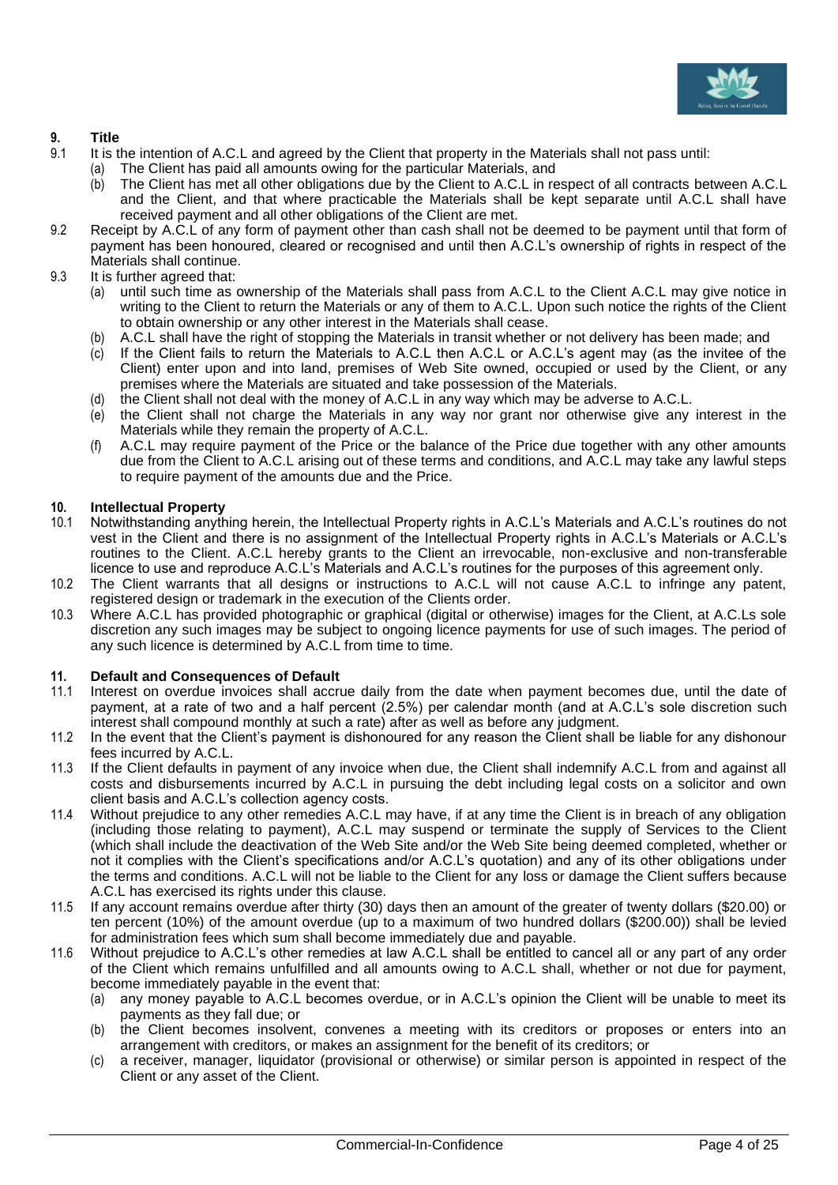## 9. Title

9.1 It is the intention of A.C.L and agreed by the Client that property in the Materials shall not pass until:

(a) The Client has paid all amounts owing for the particular Materials, and

(b) The Client has met all other obligations due by the Client to A.C.L in respect of all contracts between A.C.L and the Client, and that where practicable the Materials shall be kept separate until A.C.L shall have received payment and all other obligations of the Client are met.

9.2 Receipt by A.C.L of any form of payment other than cash shall not be deemed to be payment until that form of payment has been honoured, cleared or recognised and until then A.C.L's ownership of rights in respect of the Materials shall continue.

9.3 It is further agreed that:

(a) until such time as ownership of the Materials shall pass from A.C.L to the Client A.C.L may give notice in writing to the Client to return the Materials or any of them to A.C.L. Upon such notice the rights of the Client to obtain ownership or any other interest in the Materials shall cease.

(b) A.C.L shall have the right of stopping the Materials in transit whether or not delivery has been made; and

(c) If the Client fails to return the Materials to A.C.L then A.C.L or A.C.L's agent may (as the invitee of the Client) enter upon and into land, premises of Web Site owned, occupied or used by the Client, or any premises where the Materials are situated and take possession of the Materials.

(d) the Client shall not deal with the money of A.C.L in any way which may be adverse to A.C.L.

(e) the Client shall not charge the Materials in any way nor grant nor otherwise give any interest in the Materials while they remain the property of A.C.L.

(f) A.C.L may require payment of the Price or the balance of the Price due together with any other amounts due from the Client to A.C.L arising out of these terms and conditions, and A.C.L may take any lawful steps to require payment of the amounts due and the Price.

## 10. Intellectual Property

10.1 Notwithstanding anything herein, the Intellectual Property rights in A.C.L's Materials and A.C.L's routines do not vest in the Client and there is no assignment of the Intellectual Property rights in A.C.L's Materials or A.C.L's routines to the Client. A.C.L hereby grants to the Client an irrevocable, non-exclusive and non-transferable licence to use and reproduce A.C.L's Materials and A.C.L's routines for the purposes of this agreement only.

10.2 The Client warrants that all designs or instructions to A.C.L will not cause A.C.L to infringe any patent, registered design or trademark in the execution of the Clients order.

10.3 Where A.C.L has provided photographic or graphical (digital or otherwise) images for the Client, at A.C.Ls sole discretion any such images may be subject to ongoing licence payments for use of such images. The period of any such licence is determined by A.C.L from time to time.

## 11. Default and Consequences of Default

11.1 Interest on overdue invoices shall accrue daily from the date when payment becomes due, until the date of payment, at a rate of two and a half percent (2.5%) per calendar month (and at A.C.L's sole discretion such interest shall compound monthly at such a rate) after as well as before any judgment.

11.2 In the event that the Client's payment is dishonoured for any reason the Client shall be liable for any dishonour fees incurred by A.C.L.

11.3 If the Client defaults in payment of any invoice when due, the Client shall indemnify A.C.L from and against all costs and disbursements incurred by A.C.L in pursuing the debt including legal costs on a solicitor and own client basis and A.C.L's collection agency costs.

11.4 Without prejudice to any other remedies A.C.L may have, if at any time the Client is in breach of any obligation (including those relating to payment), A.C.L may suspend or terminate the supply of Services to the Client (which shall include the deactivation of the Web Site and/or the Web Site being deemed completed, whether or not it complies with the Client's specifications and/or A.C.L's quotation) and any of its other obligations under the terms and conditions. A.C.L will not be liable to the Client for any loss or damage the Client suffers because A.C.L has exercised its rights under this clause.

11.5 If any account remains overdue after thirty (30) days then an amount of the greater of twenty dollars ($20.00) or ten percent (10%) of the amount overdue (up to a maximum of two hundred dollars ($200.00)) shall be levied for administration fees which sum shall become immediately due and payable.

11.6 Without prejudice to A.C.L's other remedies at law A.C.L shall be entitled to cancel all or any part of any order of the Client which remains unfulfilled and all amounts owing to A.C.L shall, whether or not due for payment, become immediately payable in the event that:

(a) any money payable to A.C.L becomes overdue, or in A.C.L's opinion the Client will be unable to meet its payments as they fall due; or

(b) the Client becomes insolvent, convenes a meeting with its creditors or proposes or enters into an arrangement with creditors, or makes an assignment for the benefit of its creditors; or

(c) a receiver, manager, liquidator (provisional or otherwise) or similar person is appointed in respect of the Client or any asset of the Client.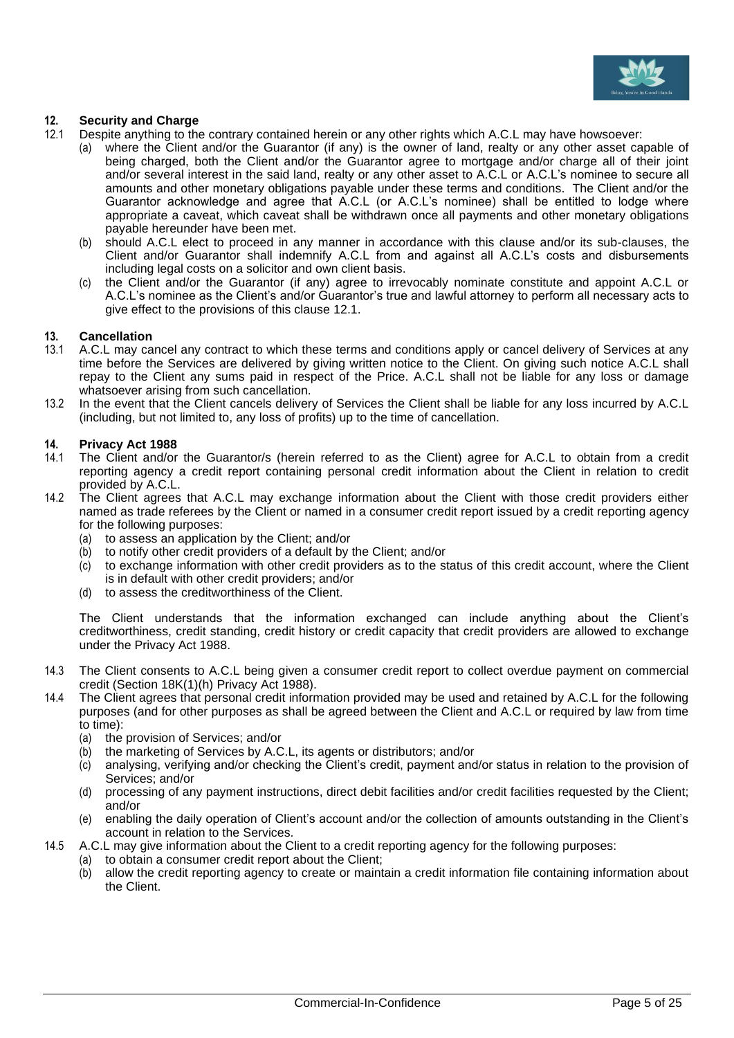## 12. Security and Charge

12.1 Despite anything to the contrary contained herein or any other rights which A.C.L may have howsoever:

(a) where the Client and/or the Guarantor (if any) is the owner of land, realty or any other asset capable of being charged, both the Client and/or the Guarantor agree to mortgage and/or charge all of their joint and/or several interest in the said land, realty or any other asset to A.C.L or A.C.L's nominee to secure all amounts and other monetary obligations payable under these terms and conditions. The Client and/or the Guarantor acknowledge and agree that A.C.L (or A.C.L's nominee) shall be entitled to lodge where appropriate a caveat, which caveat shall be withdrawn once all payments and other monetary obligations payable hereunder have been met.

(b) should A.C.L elect to proceed in any manner in accordance with this clause and/or its sub-clauses, the Client and/or Guarantor shall indemnify A.C.L from and against all A.C.L's costs and disbursements including legal costs on a solicitor and own client basis.

(c) the Client and/or the Guarantor (if any) agree to irrevocably nominate constitute and appoint A.C.L or A.C.L's nominee as the Client's and/or Guarantor's true and lawful attorney to perform all necessary acts to give effect to the provisions of this clause 12.1.

## 13. Cancellation

13.1 A.C.L may cancel any contract to which these terms and conditions apply or cancel delivery of Services at any time before the Services are delivered by giving written notice to the Client. On giving such notice A.C.L shall repay to the Client any sums paid in respect of the Price. A.C.L shall not be liable for any loss or damage whatsoever arising from such cancellation.

13.2 In the event that the Client cancels delivery of Services the Client shall be liable for any loss incurred by A.C.L (including, but not limited to, any loss of profits) up to the time of cancellation.

## 14. Privacy Act 1988

14.1 The Client and/or the Guarantor/s (herein referred to as the Client) agree for A.C.L to obtain from a credit reporting agency a credit report containing personal credit information about the Client in relation to credit provided by A.C.L.

14.2 The Client agrees that A.C.L may exchange information about the Client with those credit providers either named as trade referees by the Client or named in a consumer credit report issued by a credit reporting agency for the following purposes:

(a) to assess an application by the Client; and/or
(b) to notify other credit providers of a default by the Client; and/or
(c) to exchange information with other credit providers as to the status of this credit account, where the Client is in default with other credit providers; and/or
(d) to assess the creditworthiness of the Client.

The Client understands that the information exchanged can include anything about the Client's creditworthiness, credit standing, credit history or credit capacity that credit providers are allowed to exchange under the Privacy Act 1988.

14.3 The Client consents to A.C.L being given a consumer credit report to collect overdue payment on commercial credit (Section 18K(1)(h) Privacy Act 1988).

14.4 The Client agrees that personal credit information provided may be used and retained by A.C.L for the following purposes (and for other purposes as shall be agreed between the Client and A.C.L or required by law from time to time):

(a) the provision of Services; and/or
(b) the marketing of Services by A.C.L, its agents or distributors; and/or
(c) analysing, verifying and/or checking the Client's credit, payment and/or status in relation to the provision of Services; and/or
(d) processing of any payment instructions, direct debit facilities and/or credit facilities requested by the Client; and/or
(e) enabling the daily operation of Client's account and/or the collection of amounts outstanding in the Client's account in relation to the Services.

14.5 A.C.L may give information about the Client to a credit reporting agency for the following purposes:

(a) to obtain a consumer credit report about the Client;
(b) allow the credit reporting agency to create or maintain a credit information file containing information about the Client.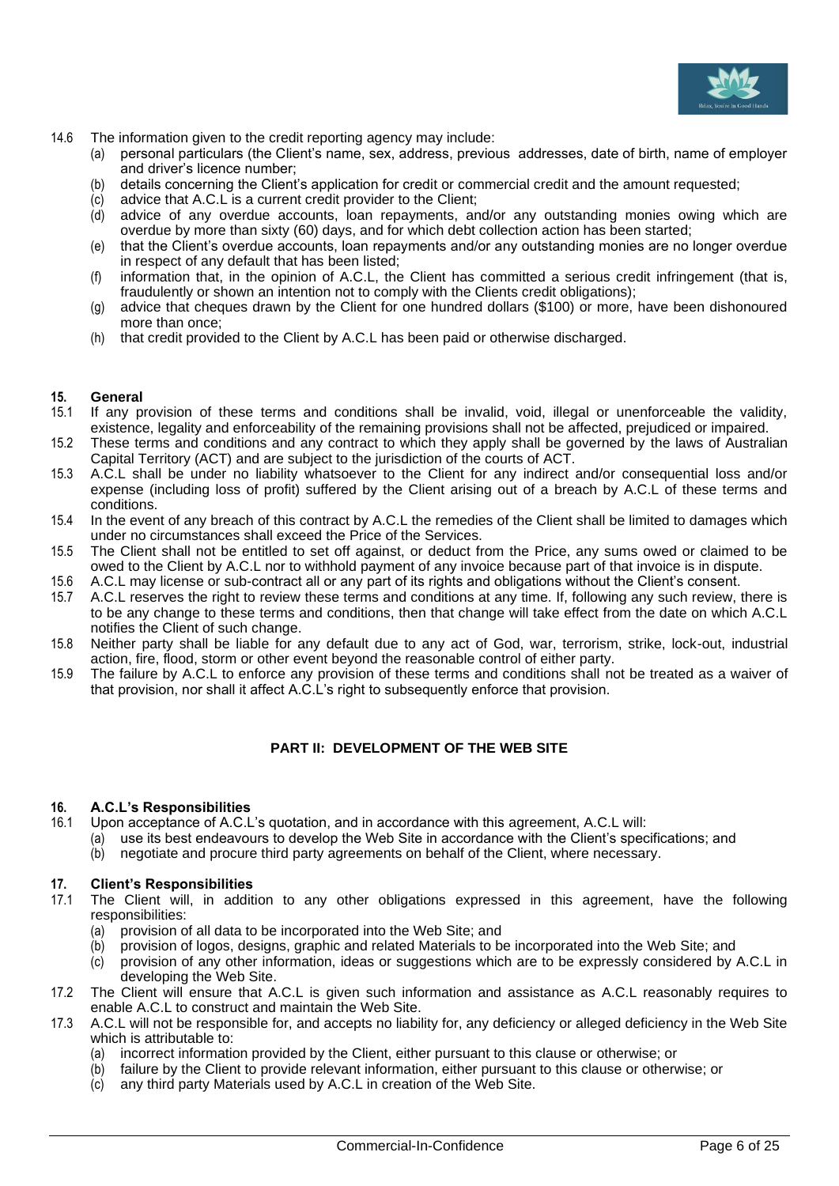14.6 The information given to the credit reporting agency may include:

(a) personal particulars (the Client's name, sex, address, previous addresses, date of birth, name of employer and driver's licence number;

(b) details concerning the Client's application for credit or commercial credit and the amount requested;

(c) advice that A.C.L is a current credit provider to the Client;

(d) advice of any overdue accounts, loan repayments, and/or any outstanding monies owing which are overdue by more than sixty (60) days, and for which debt collection action has been started;

(e) that the Client's overdue accounts, loan repayments and/or any outstanding monies are no longer overdue in respect of any default that has been listed;

(f) information that, in the opinion of A.C.L, the Client has committed a serious credit infringement (that is, fraudulently or shown an intention not to comply with the Clients credit obligations);

(g) advice that cheques drawn by the Client for one hundred dollars ($100) or more, have been dishonoured more than once;

(h) that credit provided to the Client by A.C.L has been paid or otherwise discharged.

## 15. General

15.1 If any provision of these terms and conditions shall be invalid, void, illegal or unenforceable the validity, existence, legality and enforceability of the remaining provisions shall not be affected, prejudiced or impaired.

15.2 These terms and conditions and any contract to which they apply shall be governed by the laws of Australian Capital Territory (ACT) and are subject to the jurisdiction of the courts of ACT.

15.3 A.C.L shall be under no liability whatsoever to the Client for any indirect and/or consequential loss and/or expense (including loss of profit) suffered by the Client arising out of a breach by A.C.L of these terms and conditions.

15.4 In the event of any breach of this contract by A.C.L the remedies of the Client shall be limited to damages which under no circumstances shall exceed the Price of the Services.

15.5 The Client shall not be entitled to set off against, or deduct from the Price, any sums owed or claimed to be owed to the Client by A.C.L nor to withhold payment of any invoice because part of that invoice is in dispute.

15.6 A.C.L may license or sub-contract all or any part of its rights and obligations without the Client's consent.

15.7 A.C.L reserves the right to review these terms and conditions at any time. If, following any such review, there is to be any change to these terms and conditions, then that change will take effect from the date on which A.C.L notifies the Client of such change.

15.8 Neither party shall be liable for any default due to any act of God, war, terrorism, strike, lock-out, industrial action, fire, flood, storm or other event beyond the reasonable control of either party.

15.9 The failure by A.C.L to enforce any provision of these terms and conditions shall not be treated as a waiver of that provision, nor shall it affect A.C.L's right to subsequently enforce that provision.

# PART II: DEVELOPMENT OF THE WEB SITE

## 16. A.C.L's Responsibilities

16.1 Upon acceptance of A.C.L's quotation, and in accordance with this agreement, A.C.L will:

(a) use its best endeavours to develop the Web Site in accordance with the Client's specifications; and

(b) negotiate and procure third party agreements on behalf of the Client, where necessary.

## 17. Client's Responsibilities

17.1 The Client will, in addition to any other obligations expressed in this agreement, have the following responsibilities:

(a) provision of all data to be incorporated into the Web Site; and

(b) provision of logos, designs, graphic and related Materials to be incorporated into the Web Site; and

(c) provision of any other information, ideas or suggestions which are to be expressly considered by A.C.L in developing the Web Site.

17.2 The Client will ensure that A.C.L is given such information and assistance as A.C.L reasonably requires to enable A.C.L to construct and maintain the Web Site.

17.3 A.C.L will not be responsible for, and accepts no liability for, any deficiency or alleged deficiency in the Web Site which is attributable to:

(a) incorrect information provided by the Client, either pursuant to this clause or otherwise; or

(b) failure by the Client to provide relevant information, either pursuant to this clause or otherwise; or

(c) any third party Materials used by A.C.L in creation of the Web Site.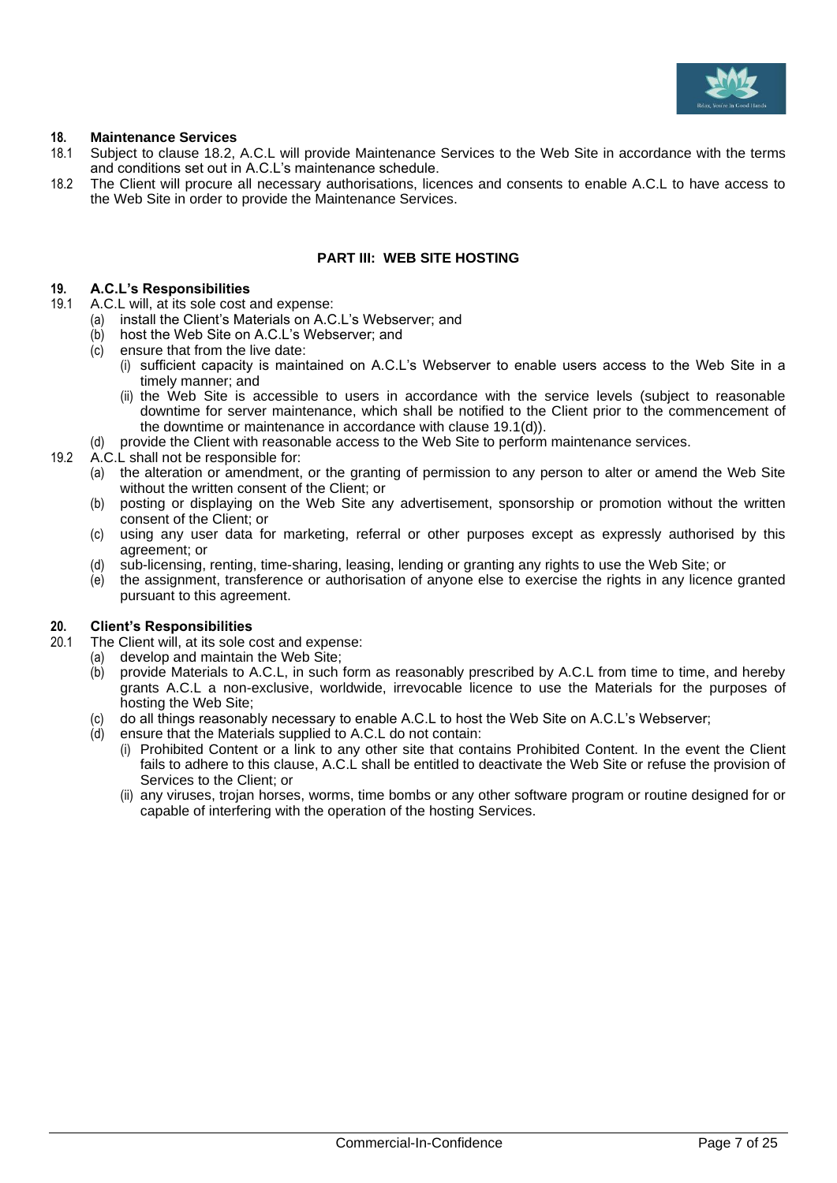## 18. Maintenance Services

18.1 Subject to clause 18.2, A.C.L will provide Maintenance Services to the Web Site in accordance with the terms and conditions set out in A.C.L's maintenance schedule.

18.2 The Client will procure all necessary authorisations, licences and consents to enable A.C.L to have access to the Web Site in order to provide the Maintenance Services.

# PART III: WEB SITE HOSTING

## 19. A.C.L's Responsibilities

19.1 A.C.L will, at its sole cost and expense:

- (a) install the Client's Materials on A.C.L's Webserver; and
- (b) host the Web Site on A.C.L's Webserver; and
- (c) ensure that from the live date:
  - (i) sufficient capacity is maintained on A.C.L's Webserver to enable users access to the Web Site in a timely manner; and
  - (ii) the Web Site is accessible to users in accordance with the service levels (subject to reasonable downtime for server maintenance, which shall be notified to the Client prior to the commencement of the downtime or maintenance in accordance with clause 19.1(d)).
- (d) provide the Client with reasonable access to the Web Site to perform maintenance services.

19.2 A.C.L shall not be responsible for:

- (a) the alteration or amendment, or the granting of permission to any person to alter or amend the Web Site without the written consent of the Client; or
- (b) posting or displaying on the Web Site any advertisement, sponsorship or promotion without the written consent of the Client; or
- (c) using any user data for marketing, referral or other purposes except as expressly authorised by this agreement; or
- (d) sub-licensing, renting, time-sharing, leasing, lending or granting any rights to use the Web Site; or
- (e) the assignment, transference or authorisation of anyone else to exercise the rights in any licence granted pursuant to this agreement.

## 20. Client's Responsibilities

20.1 The Client will, at its sole cost and expense:

- (a) develop and maintain the Web Site;
- (b) provide Materials to A.C.L, in such form as reasonably prescribed by A.C.L from time to time, and hereby grants A.C.L a non-exclusive, worldwide, irrevocable licence to use the Materials for the purposes of hosting the Web Site;
- (c) do all things reasonably necessary to enable A.C.L to host the Web Site on A.C.L's Webserver;
- (d) ensure that the Materials supplied to A.C.L do not contain:
  - (i) Prohibited Content or a link to any other site that contains Prohibited Content. In the event the Client fails to adhere to this clause, A.C.L shall be entitled to deactivate the Web Site or refuse the provision of Services to the Client; or
  - (ii) any viruses, trojan horses, worms, time bombs or any other software program or routine designed for or capable of interfering with the operation of the hosting Services.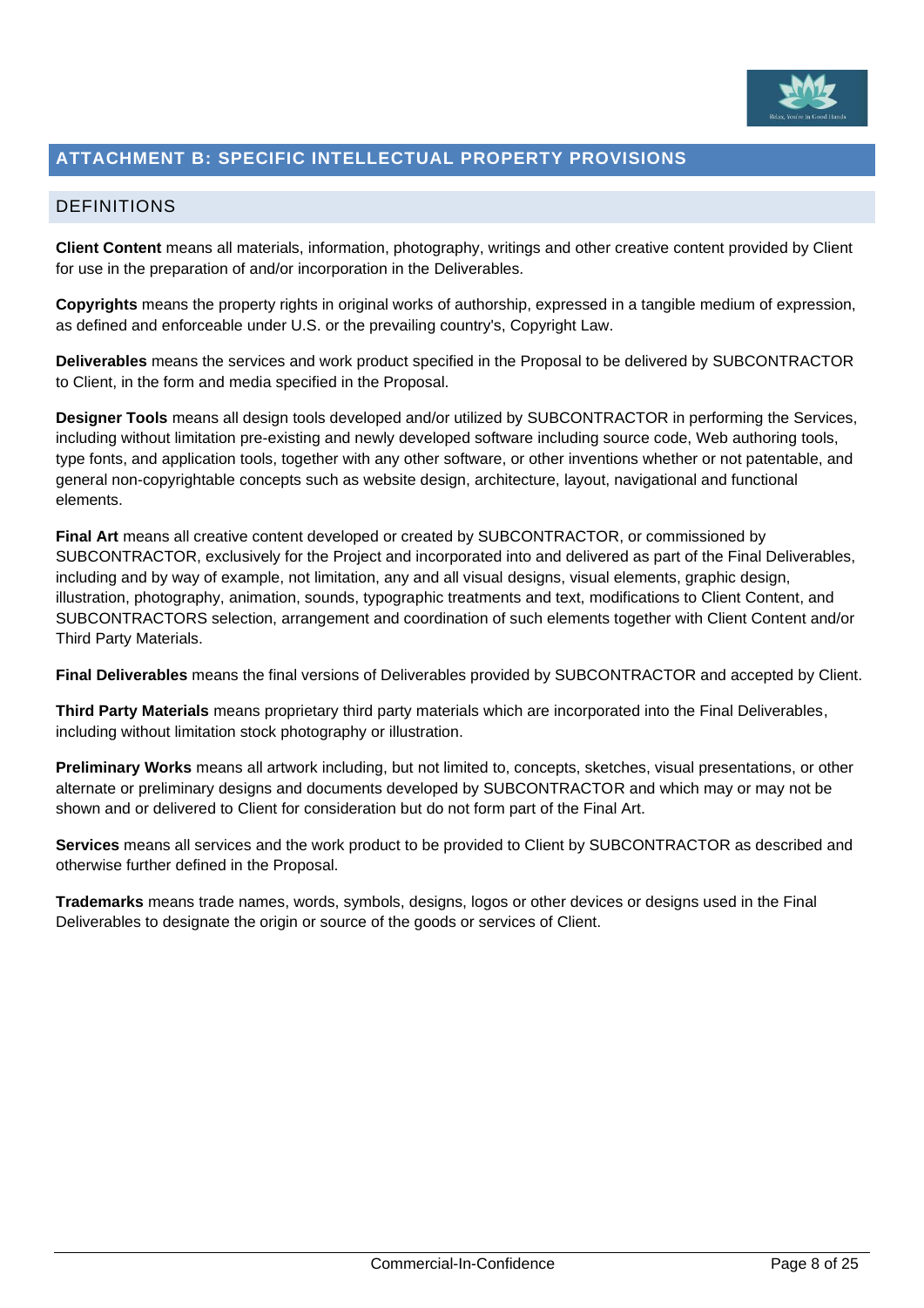## ATTACHMENT B: SPECIFIC INTELLECTUAL PROPERTY PROVISIONS

### DEFINITIONS

**Client Content** means all materials, information, photography, writings and other creative content provided by Client for use in the preparation of and/or incorporation in the Deliverables.

**Copyrights** means the property rights in original works of authorship, expressed in a tangible medium of expression, as defined and enforceable under U.S. or the prevailing country's, Copyright Law.

**Deliverables** means the services and work product specified in the Proposal to be delivered by SUBCONTRACTOR to Client, in the form and media specified in the Proposal.

**Designer Tools** means all design tools developed and/or utilized by SUBCONTRACTOR in performing the Services, including without limitation pre-existing and newly developed software including source code, Web authoring tools, type fonts, and application tools, together with any other software, or other inventions whether or not patentable, and general non-copyrightable concepts such as website design, architecture, layout, navigational and functional elements.

**Final Art** means all creative content developed or created by SUBCONTRACTOR, or commissioned by SUBCONTRACTOR, exclusively for the Project and incorporated into and delivered as part of the Final Deliverables, including and by way of example, not limitation, any and all visual designs, visual elements, graphic design, illustration, photography, animation, sounds, typographic treatments and text, modifications to Client Content, and SUBCONTRACTORS selection, arrangement and coordination of such elements together with Client Content and/or Third Party Materials.

**Final Deliverables** means the final versions of Deliverables provided by SUBCONTRACTOR and accepted by Client.

**Third Party Materials** means proprietary third party materials which are incorporated into the Final Deliverables, including without limitation stock photography or illustration.

**Preliminary Works** means all artwork including, but not limited to, concepts, sketches, visual presentations, or other alternate or preliminary designs and documents developed by SUBCONTRACTOR and which may or may not be shown and or delivered to Client for consideration but do not form part of the Final Art.

**Services** means all services and the work product to be provided to Client by SUBCONTRACTOR as described and otherwise further defined in the Proposal.

**Trademarks** means trade names, words, symbols, designs, logos or other devices or designs used in the Final Deliverables to designate the origin or source of the goods or services of Client.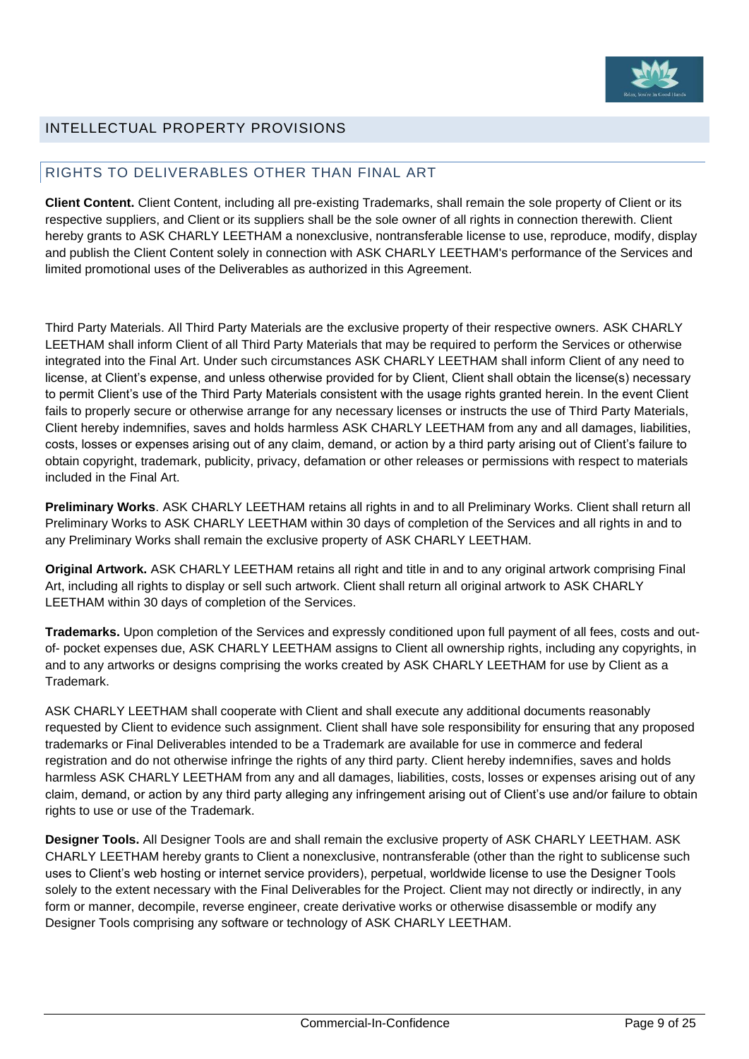## INTELLECTUAL PROPERTY PROVISIONS

### RIGHTS TO DELIVERABLES OTHER THAN FINAL ART

**Client Content.** Client Content, including all pre-existing Trademarks, shall remain the sole property of Client or its respective suppliers, and Client or its suppliers shall be the sole owner of all rights in connection therewith. Client hereby grants to ASK CHARLY LEETHAM a nonexclusive, nontransferable license to use, reproduce, modify, display and publish the Client Content solely in connection with ASK CHARLY LEETHAM's performance of the Services and limited promotional uses of the Deliverables as authorized in this Agreement.

Third Party Materials. All Third Party Materials are the exclusive property of their respective owners. ASK CHARLY LEETHAM shall inform Client of all Third Party Materials that may be required to perform the Services or otherwise integrated into the Final Art. Under such circumstances ASK CHARLY LEETHAM shall inform Client of any need to license, at Client's expense, and unless otherwise provided for by Client, Client shall obtain the license(s) necessary to permit Client's use of the Third Party Materials consistent with the usage rights granted herein. In the event Client fails to properly secure or otherwise arrange for any necessary licenses or instructs the use of Third Party Materials, Client hereby indemnifies, saves and holds harmless ASK CHARLY LEETHAM from any and all damages, liabilities, costs, losses or expenses arising out of any claim, demand, or action by a third party arising out of Client's failure to obtain copyright, trademark, publicity, privacy, defamation or other releases or permissions with respect to materials included in the Final Art.

**Preliminary Works**. ASK CHARLY LEETHAM retains all rights in and to all Preliminary Works. Client shall return all Preliminary Works to ASK CHARLY LEETHAM within 30 days of completion of the Services and all rights in and to any Preliminary Works shall remain the exclusive property of ASK CHARLY LEETHAM.

**Original Artwork.** ASK CHARLY LEETHAM retains all right and title in and to any original artwork comprising Final Art, including all rights to display or sell such artwork. Client shall return all original artwork to ASK CHARLY LEETHAM within 30 days of completion of the Services.

**Trademarks.** Upon completion of the Services and expressly conditioned upon full payment of all fees, costs and out-of- pocket expenses due, ASK CHARLY LEETHAM assigns to Client all ownership rights, including any copyrights, in and to any artworks or designs comprising the works created by ASK CHARLY LEETHAM for use by Client as a Trademark.

ASK CHARLY LEETHAM shall cooperate with Client and shall execute any additional documents reasonably requested by Client to evidence such assignment. Client shall have sole responsibility for ensuring that any proposed trademarks or Final Deliverables intended to be a Trademark are available for use in commerce and federal registration and do not otherwise infringe the rights of any third party. Client hereby indemnifies, saves and holds harmless ASK CHARLY LEETHAM from any and all damages, liabilities, costs, losses or expenses arising out of any claim, demand, or action by any third party alleging any infringement arising out of Client's use and/or failure to obtain rights to use or use of the Trademark.

**Designer Tools.** All Designer Tools are and shall remain the exclusive property of ASK CHARLY LEETHAM. ASK CHARLY LEETHAM hereby grants to Client a nonexclusive, nontransferable (other than the right to sublicense such uses to Client's web hosting or internet service providers), perpetual, worldwide license to use the Designer Tools solely to the extent necessary with the Final Deliverables for the Project. Client may not directly or indirectly, in any form or manner, decompile, reverse engineer, create derivative works or otherwise disassemble or modify any Designer Tools comprising any software or technology of ASK CHARLY LEETHAM.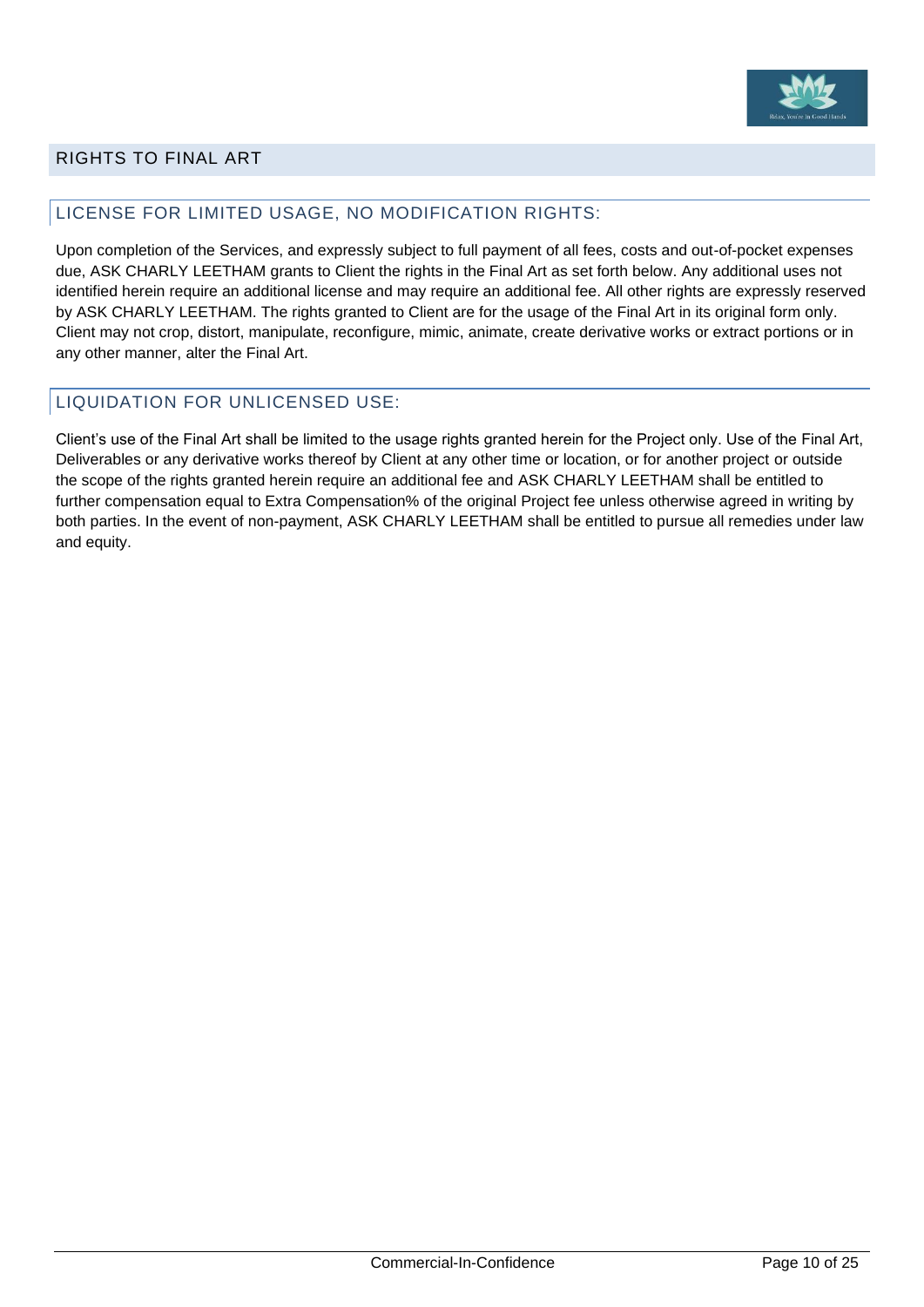## RIGHTS TO FINAL ART

### LICENSE FOR LIMITED USAGE, NO MODIFICATION RIGHTS:

Upon completion of the Services, and expressly subject to full payment of all fees, costs and out-of-pocket expenses due, ASK CHARLY LEETHAM grants to Client the rights in the Final Art as set forth below. Any additional uses not identified herein require an additional license and may require an additional fee. All other rights are expressly reserved by ASK CHARLY LEETHAM. The rights granted to Client are for the usage of the Final Art in its original form only. Client may not crop, distort, manipulate, reconfigure, mimic, animate, create derivative works or extract portions or in any other manner, alter the Final Art.

### LIQUIDATION FOR UNLICENSED USE:

Client's use of the Final Art shall be limited to the usage rights granted herein for the Project only. Use of the Final Art, Deliverables or any derivative works thereof by Client at any other time or location, or for another project or outside the scope of the rights granted herein require an additional fee and ASK CHARLY LEETHAM shall be entitled to further compensation equal to Extra Compensation% of the original Project fee unless otherwise agreed in writing by both parties. In the event of non-payment, ASK CHARLY LEETHAM shall be entitled to pursue all remedies under law and equity.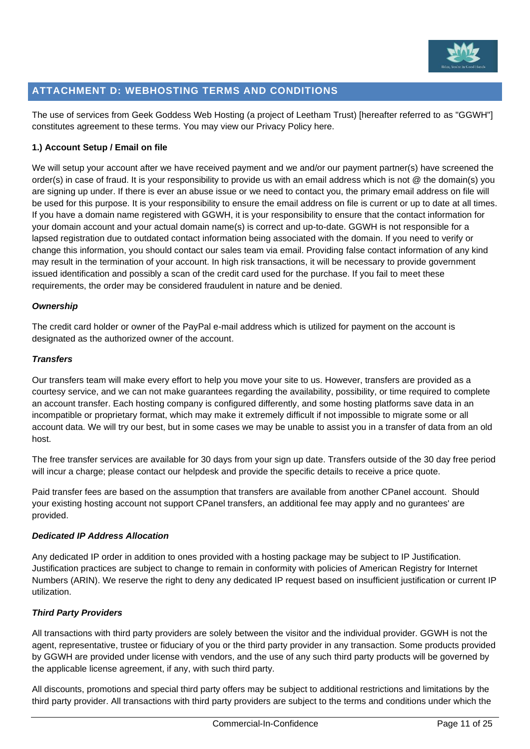## ATTACHMENT D: WEBHOSTING TERMS AND CONDITIONS

The use of services from Geek Goddess Web Hosting (a project of Leetham Trust) [hereafter referred to as "GGWH"] constitutes agreement to these terms. You may view our Privacy Policy here.

**1.) Account Setup / Email on file**

We will setup your account after we have received payment and we and/or our payment partner(s) have screened the order(s) in case of fraud. It is your responsibility to provide us with an email address which is not @ the domain(s) you are signing up under. If there is ever an abuse issue or we need to contact you, the primary email address on file will be used for this purpose. It is your responsibility to ensure the email address on file is current or up to date at all times. If you have a domain name registered with GGWH, it is your responsibility to ensure that the contact information for your domain account and your actual domain name(s) is correct and up-to-date. GGWH is not responsible for a lapsed registration due to outdated contact information being associated with the domain. If you need to verify or change this information, you should contact our sales team via email. Providing false contact information of any kind may result in the termination of your account. In high risk transactions, it will be necessary to provide government issued identification and possibly a scan of the credit card used for the purchase. If you fail to meet these requirements, the order may be considered fraudulent in nature and be denied.

***Ownership***

The credit card holder or owner of the PayPal e-mail address which is utilized for payment on the account is designated as the authorized owner of the account.

***Transfers***

Our transfers team will make every effort to help you move your site to us. However, transfers are provided as a courtesy service, and we can not make guarantees regarding the availability, possibility, or time required to complete an account transfer. Each hosting company is configured differently, and some hosting platforms save data in an incompatible or proprietary format, which may make it extremely difficult if not impossible to migrate some or all account data. We will try our best, but in some cases we may be unable to assist you in a transfer of data from an old host.

The free transfer services are available for 30 days from your sign up date. Transfers outside of the 30 day free period will incur a charge; please contact our helpdesk and provide the specific details to receive a price quote.

Paid transfer fees are based on the assumption that transfers are available from another CPanel account. Should your existing hosting account not support CPanel transfers, an additional fee may apply and no gurantees' are provided.

***Dedicated IP Address Allocation***

Any dedicated IP order in addition to ones provided with a hosting package may be subject to IP Justification. Justification practices are subject to change to remain in conformity with policies of American Registry for Internet Numbers (ARIN). We reserve the right to deny any dedicated IP request based on insufficient justification or current IP utilization.

***Third Party Providers***

All transactions with third party providers are solely between the visitor and the individual provider. GGWH is not the agent, representative, trustee or fiduciary of you or the third party provider in any transaction. Some products provided by GGWH are provided under license with vendors, and the use of any such third party products will be governed by the applicable license agreement, if any, with such third party.

All discounts, promotions and special third party offers may be subject to additional restrictions and limitations by the third party provider. All transactions with third party providers are subject to the terms and conditions under which the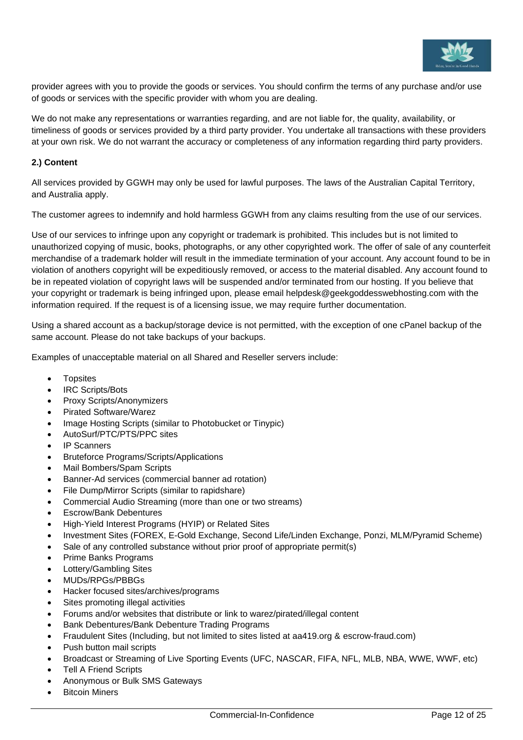provider agrees with you to provide the goods or services. You should confirm the terms of any purchase and/or use of goods or services with the specific provider with whom you are dealing.

We do not make any representations or warranties regarding, and are not liable for, the quality, availability, or timeliness of goods or services provided by a third party provider. You undertake all transactions with these providers at your own risk. We do not warrant the accuracy or completeness of any information regarding third party providers.

**2.) Content**

All services provided by GGWH may only be used for lawful purposes. The laws of the Australian Capital Territory, and Australia apply.

The customer agrees to indemnify and hold harmless GGWH from any claims resulting from the use of our services.

Use of our services to infringe upon any copyright or trademark is prohibited. This includes but is not limited to unauthorized copying of music, books, photographs, or any other copyrighted work. The offer of sale of any counterfeit merchandise of a trademark holder will result in the immediate termination of your account. Any account found to be in violation of anothers copyright will be expeditiously removed, or access to the material disabled. Any account found to be in repeated violation of copyright laws will be suspended and/or terminated from our hosting. If you believe that your copyright or trademark is being infringed upon, please email helpdesk@geekgoddesswebhosting.com with the information required. If the request is of a licensing issue, we may require further documentation.

Using a shared account as a backup/storage device is not permitted, with the exception of one cPanel backup of the same account. Please do not take backups of your backups.

Examples of unacceptable material on all Shared and Reseller servers include:

- Topsites
- IRC Scripts/Bots
- Proxy Scripts/Anonymizers
- Pirated Software/Warez
- Image Hosting Scripts (similar to Photobucket or Tinypic)
- AutoSurf/PTC/PTS/PPC sites
- IP Scanners
- Bruteforce Programs/Scripts/Applications
- Mail Bombers/Spam Scripts
- Banner-Ad services (commercial banner ad rotation)
- File Dump/Mirror Scripts (similar to rapidshare)
- Commercial Audio Streaming (more than one or two streams)
- Escrow/Bank Debentures
- High-Yield Interest Programs (HYIP) or Related Sites
- Investment Sites (FOREX, E-Gold Exchange, Second Life/Linden Exchange, Ponzi, MLM/Pyramid Scheme)
- Sale of any controlled substance without prior proof of appropriate permit(s)
- Prime Banks Programs
- Lottery/Gambling Sites
- MUDs/RPGs/PBBGs
- Hacker focused sites/archives/programs
- Sites promoting illegal activities
- Forums and/or websites that distribute or link to warez/pirated/illegal content
- Bank Debentures/Bank Debenture Trading Programs
- Fraudulent Sites (Including, but not limited to sites listed at aa419.org & escrow-fraud.com)
- Push button mail scripts
- Broadcast or Streaming of Live Sporting Events (UFC, NASCAR, FIFA, NFL, MLB, NBA, WWE, WWF, etc)
- Tell A Friend Scripts
- Anonymous or Bulk SMS Gateways
- Bitcoin Miners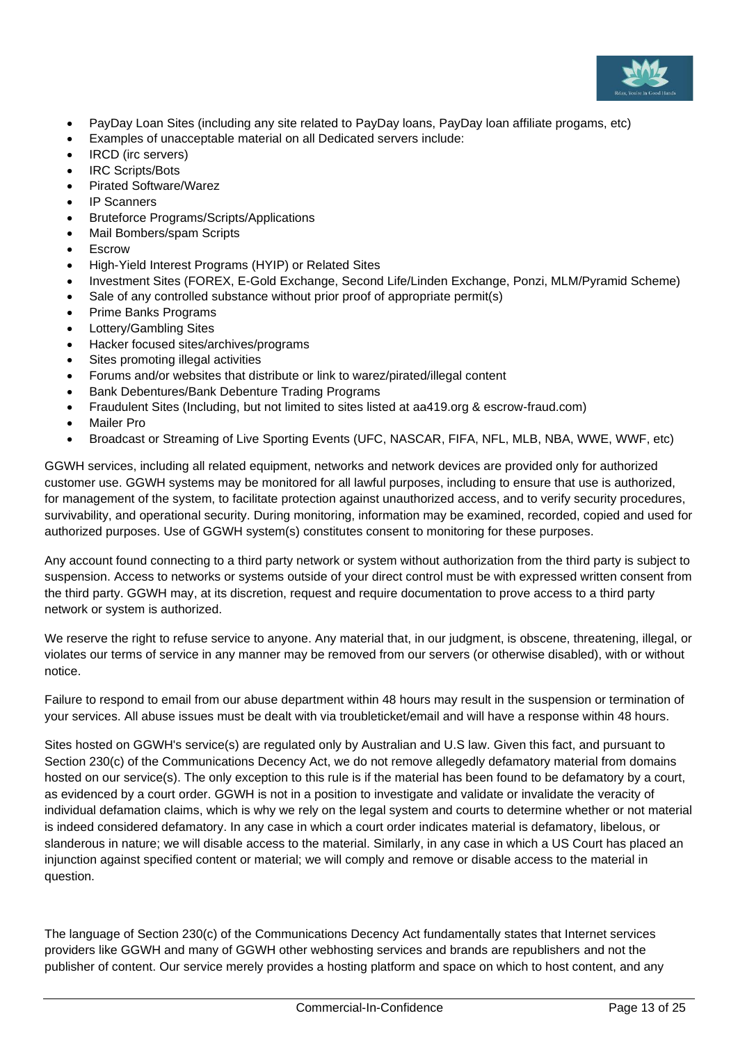- PayDay Loan Sites (including any site related to PayDay loans, PayDay loan affiliate progams, etc)
- Examples of unacceptable material on all Dedicated servers include:
- IRCD (irc servers)
- IRC Scripts/Bots
- Pirated Software/Warez
- IP Scanners
- Bruteforce Programs/Scripts/Applications
- Mail Bombers/spam Scripts
- Escrow
- High-Yield Interest Programs (HYIP) or Related Sites
- Investment Sites (FOREX, E-Gold Exchange, Second Life/Linden Exchange, Ponzi, MLM/Pyramid Scheme)
- Sale of any controlled substance without prior proof of appropriate permit(s)
- Prime Banks Programs
- Lottery/Gambling Sites
- Hacker focused sites/archives/programs
- Sites promoting illegal activities
- Forums and/or websites that distribute or link to warez/pirated/illegal content
- Bank Debentures/Bank Debenture Trading Programs
- Fraudulent Sites (Including, but not limited to sites listed at aa419.org & escrow-fraud.com)
- Mailer Pro
- Broadcast or Streaming of Live Sporting Events (UFC, NASCAR, FIFA, NFL, MLB, NBA, WWE, WWF, etc)

GGWH services, including all related equipment, networks and network devices are provided only for authorized customer use. GGWH systems may be monitored for all lawful purposes, including to ensure that use is authorized, for management of the system, to facilitate protection against unauthorized access, and to verify security procedures, survivability, and operational security. During monitoring, information may be examined, recorded, copied and used for authorized purposes. Use of GGWH system(s) constitutes consent to monitoring for these purposes.

Any account found connecting to a third party network or system without authorization from the third party is subject to suspension. Access to networks or systems outside of your direct control must be with expressed written consent from the third party. GGWH may, at its discretion, request and require documentation to prove access to a third party network or system is authorized.

We reserve the right to refuse service to anyone. Any material that, in our judgment, is obscene, threatening, illegal, or violates our terms of service in any manner may be removed from our servers (or otherwise disabled), with or without notice.

Failure to respond to email from our abuse department within 48 hours may result in the suspension or termination of your services. All abuse issues must be dealt with via troubleticket/email and will have a response within 48 hours.

Sites hosted on GGWH's service(s) are regulated only by Australian and U.S law. Given this fact, and pursuant to Section 230(c) of the Communications Decency Act, we do not remove allegedly defamatory material from domains hosted on our service(s). The only exception to this rule is if the material has been found to be defamatory by a court, as evidenced by a court order. GGWH is not in a position to investigate and validate or invalidate the veracity of individual defamation claims, which is why we rely on the legal system and courts to determine whether or not material is indeed considered defamatory. In any case in which a court order indicates material is defamatory, libelous, or slanderous in nature; we will disable access to the material. Similarly, in any case in which a US Court has placed an injunction against specified content or material; we will comply and remove or disable access to the material in question.

The language of Section 230(c) of the Communications Decency Act fundamentally states that Internet services providers like GGWH and many of GGWH other webhosting services and brands are republishers and not the publisher of content. Our service merely provides a hosting platform and space on which to host content, and any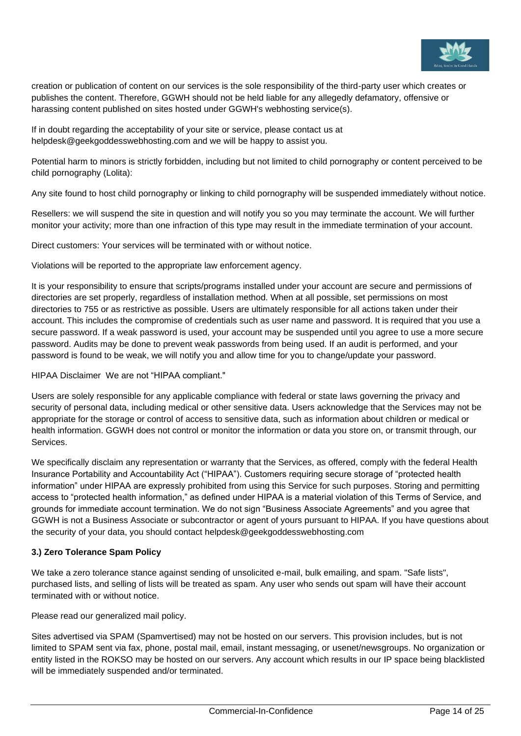creation or publication of content on our services is the sole responsibility of the third-party user which creates or publishes the content. Therefore, GGWH should not be held liable for any allegedly defamatory, offensive or harassing content published on sites hosted under GGWH's webhosting service(s).

If in doubt regarding the acceptability of your site or service, please contact us at helpdesk@geekgoddesswebhosting.com and we will be happy to assist you.

Potential harm to minors is strictly forbidden, including but not limited to child pornography or content perceived to be child pornography (Lolita):

Any site found to host child pornography or linking to child pornography will be suspended immediately without notice.

Resellers: we will suspend the site in question and will notify you so you may terminate the account. We will further monitor your activity; more than one infraction of this type may result in the immediate termination of your account.

Direct customers: Your services will be terminated with or without notice.

Violations will be reported to the appropriate law enforcement agency.

It is your responsibility to ensure that scripts/programs installed under your account are secure and permissions of directories are set properly, regardless of installation method. When at all possible, set permissions on most directories to 755 or as restrictive as possible. Users are ultimately responsible for all actions taken under their account. This includes the compromise of credentials such as user name and password. It is required that you use a secure password. If a weak password is used, your account may be suspended until you agree to use a more secure password. Audits may be done to prevent weak passwords from being used. If an audit is performed, and your password is found to be weak, we will notify you and allow time for you to change/update your password.

HIPAA Disclaimer We are not "HIPAA compliant."

Users are solely responsible for any applicable compliance with federal or state laws governing the privacy and security of personal data, including medical or other sensitive data. Users acknowledge that the Services may not be appropriate for the storage or control of access to sensitive data, such as information about children or medical or health information. GGWH does not control or monitor the information or data you store on, or transmit through, our Services.

We specifically disclaim any representation or warranty that the Services, as offered, comply with the federal Health Insurance Portability and Accountability Act ("HIPAA"). Customers requiring secure storage of "protected health information" under HIPAA are expressly prohibited from using this Service for such purposes. Storing and permitting access to "protected health information," as defined under HIPAA is a material violation of this Terms of Service, and grounds for immediate account termination. We do not sign "Business Associate Agreements" and you agree that GGWH is not a Business Associate or subcontractor or agent of yours pursuant to HIPAA. If you have questions about the security of your data, you should contact helpdesk@geekgoddesswebhosting.com

### 3.) Zero Tolerance Spam Policy

We take a zero tolerance stance against sending of unsolicited e-mail, bulk emailing, and spam. "Safe lists", purchased lists, and selling of lists will be treated as spam. Any user who sends out spam will have their account terminated with or without notice.

Please read our generalized mail policy.

Sites advertised via SPAM (Spamvertised) may not be hosted on our servers. This provision includes, but is not limited to SPAM sent via fax, phone, postal mail, email, instant messaging, or usenet/newsgroups. No organization or entity listed in the ROKSO may be hosted on our servers. Any account which results in our IP space being blacklisted will be immediately suspended and/or terminated.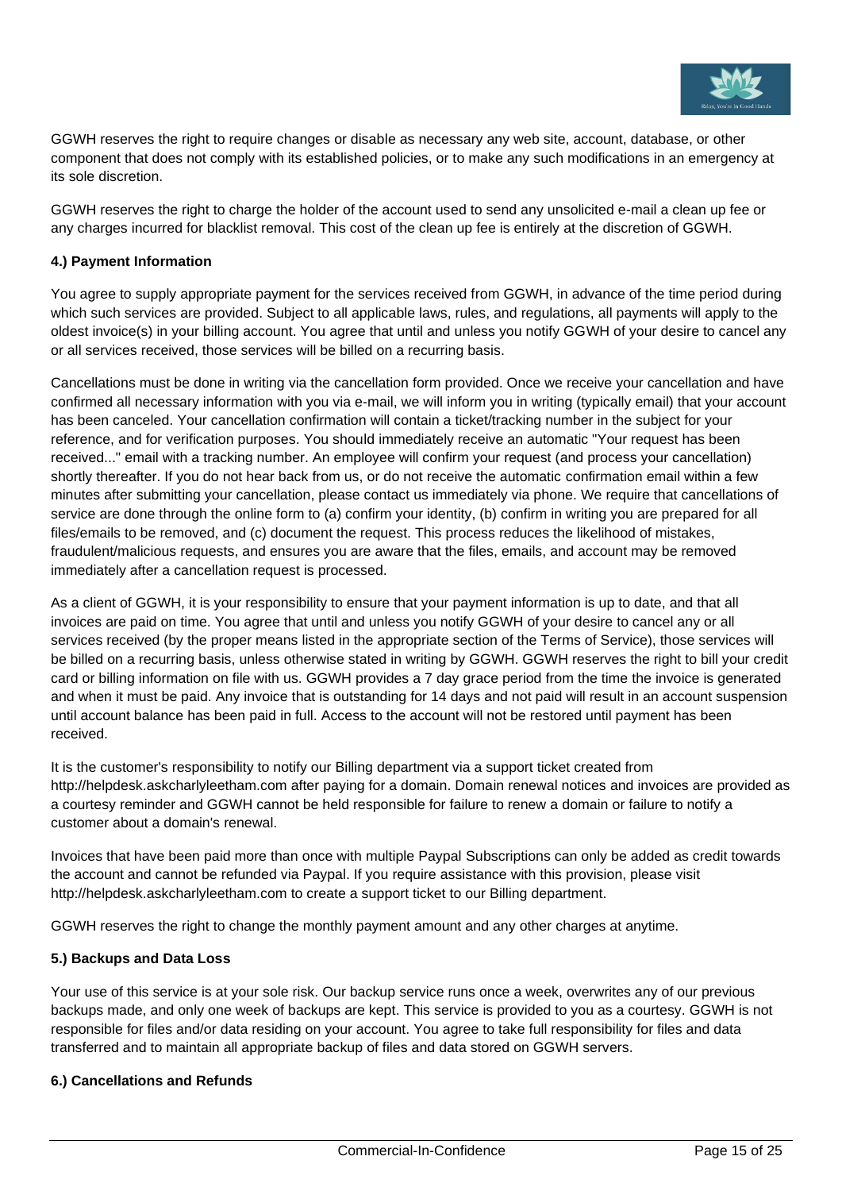GGWH reserves the right to require changes or disable as necessary any web site, account, database, or other component that does not comply with its established policies, or to make any such modifications in an emergency at its sole discretion.

GGWH reserves the right to charge the holder of the account used to send any unsolicited e-mail a clean up fee or any charges incurred for blacklist removal. This cost of the clean up fee is entirely at the discretion of GGWH.

**4.) Payment Information**

You agree to supply appropriate payment for the services received from GGWH, in advance of the time period during which such services are provided. Subject to all applicable laws, rules, and regulations, all payments will apply to the oldest invoice(s) in your billing account. You agree that until and unless you notify GGWH of your desire to cancel any or all services received, those services will be billed on a recurring basis.

Cancellations must be done in writing via the cancellation form provided. Once we receive your cancellation and have confirmed all necessary information with you via e-mail, we will inform you in writing (typically email) that your account has been canceled. Your cancellation confirmation will contain a ticket/tracking number in the subject for your reference, and for verification purposes. You should immediately receive an automatic "Your request has been received..." email with a tracking number. An employee will confirm your request (and process your cancellation) shortly thereafter. If you do not hear back from us, or do not receive the automatic confirmation email within a few minutes after submitting your cancellation, please contact us immediately via phone. We require that cancellations of service are done through the online form to (a) confirm your identity, (b) confirm in writing you are prepared for all files/emails to be removed, and (c) document the request. This process reduces the likelihood of mistakes, fraudulent/malicious requests, and ensures you are aware that the files, emails, and account may be removed immediately after a cancellation request is processed.

As a client of GGWH, it is your responsibility to ensure that your payment information is up to date, and that all invoices are paid on time. You agree that until and unless you notify GGWH of your desire to cancel any or all services received (by the proper means listed in the appropriate section of the Terms of Service), those services will be billed on a recurring basis, unless otherwise stated in writing by GGWH. GGWH reserves the right to bill your credit card or billing information on file with us. GGWH provides a 7 day grace period from the time the invoice is generated and when it must be paid. Any invoice that is outstanding for 14 days and not paid will result in an account suspension until account balance has been paid in full. Access to the account will not be restored until payment has been received.

It is the customer's responsibility to notify our Billing department via a support ticket created from http://helpdesk.askcharlyleetham.com after paying for a domain. Domain renewal notices and invoices are provided as a courtesy reminder and GGWH cannot be held responsible for failure to renew a domain or failure to notify a customer about a domain's renewal.

Invoices that have been paid more than once with multiple Paypal Subscriptions can only be added as credit towards the account and cannot be refunded via Paypal. If you require assistance with this provision, please visit http://helpdesk.askcharlyleetham.com to create a support ticket to our Billing department.

GGWH reserves the right to change the monthly payment amount and any other charges at anytime.

**5.) Backups and Data Loss**

Your use of this service is at your sole risk. Our backup service runs once a week, overwrites any of our previous backups made, and only one week of backups are kept. This service is provided to you as a courtesy. GGWH is not responsible for files and/or data residing on your account. You agree to take full responsibility for files and data transferred and to maintain all appropriate backup of files and data stored on GGWH servers.

**6.) Cancellations and Refunds**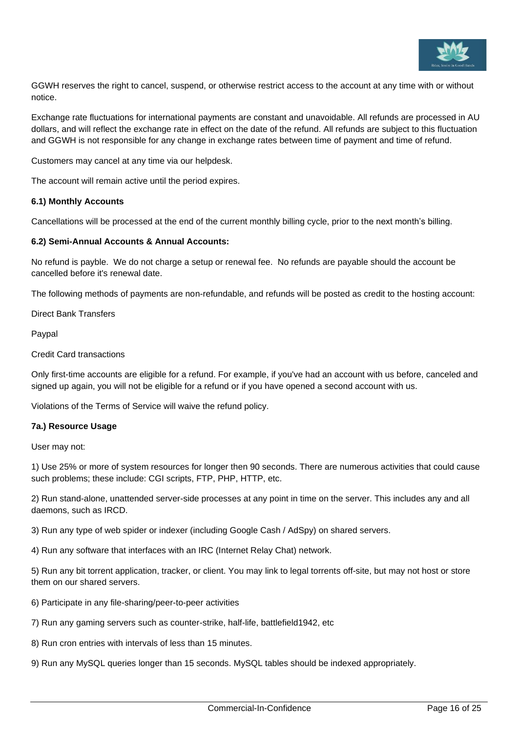GGWH reserves the right to cancel, suspend, or otherwise restrict access to the account at any time with or without notice.

Exchange rate fluctuations for international payments are constant and unavoidable. All refunds are processed in AU dollars, and will reflect the exchange rate in effect on the date of the refund. All refunds are subject to this fluctuation and GGWH is not responsible for any change in exchange rates between time of payment and time of refund.

Customers may cancel at any time via our helpdesk.

The account will remain active until the period expires.

**6.1) Monthly Accounts**

Cancellations will be processed at the end of the current monthly billing cycle, prior to the next month's billing.

**6.2) Semi-Annual Accounts & Annual Accounts:**

No refund is payble. We do not charge a setup or renewal fee. No refunds are payable should the account be cancelled before it's renewal date.

The following methods of payments are non-refundable, and refunds will be posted as credit to the hosting account:

Direct Bank Transfers

Paypal

Credit Card transactions

Only first-time accounts are eligible for a refund. For example, if you've had an account with us before, canceled and signed up again, you will not be eligible for a refund or if you have opened a second account with us.

Violations of the Terms of Service will waive the refund policy.

**7a.) Resource Usage**

User may not:

1) Use 25% or more of system resources for longer then 90 seconds. There are numerous activities that could cause such problems; these include: CGI scripts, FTP, PHP, HTTP, etc.

2) Run stand-alone, unattended server-side processes at any point in time on the server. This includes any and all daemons, such as IRCD.

3) Run any type of web spider or indexer (including Google Cash / AdSpy) on shared servers.

4) Run any software that interfaces with an IRC (Internet Relay Chat) network.

5) Run any bit torrent application, tracker, or client. You may link to legal torrents off-site, but may not host or store them on our shared servers.

6) Participate in any file-sharing/peer-to-peer activities

7) Run any gaming servers such as counter-strike, half-life, battlefield1942, etc

8) Run cron entries with intervals of less than 15 minutes.

9) Run any MySQL queries longer than 15 seconds. MySQL tables should be indexed appropriately.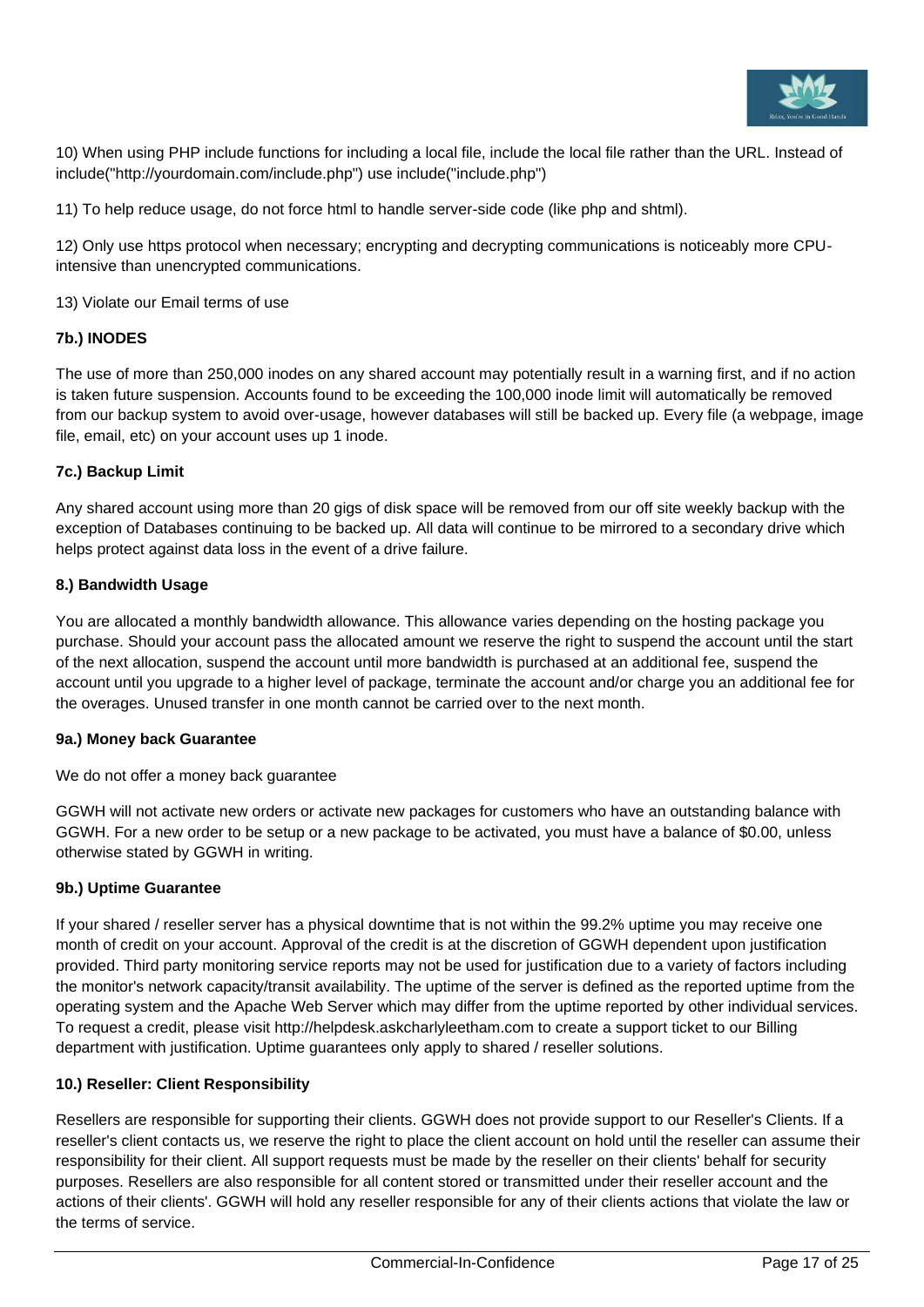10) When using PHP include functions for including a local file, include the local file rather than the URL. Instead of include("http://yourdomain.com/include.php") use include("include.php")

11) To help reduce usage, do not force html to handle server-side code (like php and shtml).

12) Only use https protocol when necessary; encrypting and decrypting communications is noticeably more CPU-intensive than unencrypted communications.

13) Violate our Email terms of use

**7b.) INODES**

The use of more than 250,000 inodes on any shared account may potentially result in a warning first, and if no action is taken future suspension. Accounts found to be exceeding the 100,000 inode limit will automatically be removed from our backup system to avoid over-usage, however databases will still be backed up. Every file (a webpage, image file, email, etc) on your account uses up 1 inode.

**7c.) Backup Limit**

Any shared account using more than 20 gigs of disk space will be removed from our off site weekly backup with the exception of Databases continuing to be backed up. All data will continue to be mirrored to a secondary drive which helps protect against data loss in the event of a drive failure.

**8.) Bandwidth Usage**

You are allocated a monthly bandwidth allowance. This allowance varies depending on the hosting package you purchase. Should your account pass the allocated amount we reserve the right to suspend the account until the start of the next allocation, suspend the account until more bandwidth is purchased at an additional fee, suspend the account until you upgrade to a higher level of package, terminate the account and/or charge you an additional fee for the overages. Unused transfer in one month cannot be carried over to the next month.

**9a.) Money back Guarantee**

We do not offer a money back guarantee

GGWH will not activate new orders or activate new packages for customers who have an outstanding balance with GGWH. For a new order to be setup or a new package to be activated, you must have a balance of $0.00, unless otherwise stated by GGWH in writing.

**9b.) Uptime Guarantee**

If your shared / reseller server has a physical downtime that is not within the 99.2% uptime you may receive one month of credit on your account. Approval of the credit is at the discretion of GGWH dependent upon justification provided. Third party monitoring service reports may not be used for justification due to a variety of factors including the monitor's network capacity/transit availability. The uptime of the server is defined as the reported uptime from the operating system and the Apache Web Server which may differ from the uptime reported by other individual services. To request a credit, please visit http://helpdesk.askcharlyleetham.com to create a support ticket to our Billing department with justification. Uptime guarantees only apply to shared / reseller solutions.

**10.) Reseller: Client Responsibility**

Resellers are responsible for supporting their clients. GGWH does not provide support to our Reseller's Clients. If a reseller's client contacts us, we reserve the right to place the client account on hold until the reseller can assume their responsibility for their client. All support requests must be made by the reseller on their clients' behalf for security purposes. Resellers are also responsible for all content stored or transmitted under their reseller account and the actions of their clients'. GGWH will hold any reseller responsible for any of their clients actions that violate the law or the terms of service.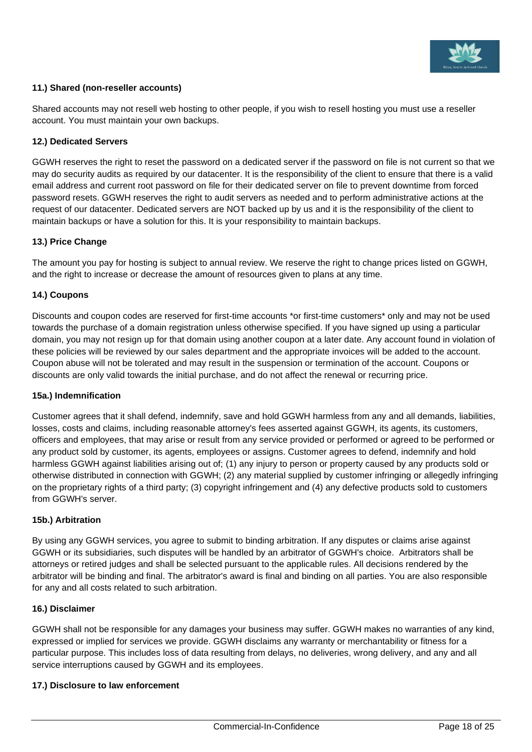**11.) Shared (non-reseller accounts)**

Shared accounts may not resell web hosting to other people, if you wish to resell hosting you must use a reseller account. You must maintain your own backups.

**12.) Dedicated Servers**

GGWH reserves the right to reset the password on a dedicated server if the password on file is not current so that we may do security audits as required by our datacenter. It is the responsibility of the client to ensure that there is a valid email address and current root password on file for their dedicated server on file to prevent downtime from forced password resets. GGWH reserves the right to audit servers as needed and to perform administrative actions at the request of our datacenter. Dedicated servers are NOT backed up by us and it is the responsibility of the client to maintain backups or have a solution for this. It is your responsibility to maintain backups.

**13.) Price Change**

The amount you pay for hosting is subject to annual review. We reserve the right to change prices listed on GGWH, and the right to increase or decrease the amount of resources given to plans at any time.

**14.) Coupons**

Discounts and coupon codes are reserved for first-time accounts *or first-time customers* only and may not be used towards the purchase of a domain registration unless otherwise specified. If you have signed up using a particular domain, you may not resign up for that domain using another coupon at a later date. Any account found in violation of these policies will be reviewed by our sales department and the appropriate invoices will be added to the account. Coupon abuse will not be tolerated and may result in the suspension or termination of the account. Coupons or discounts are only valid towards the initial purchase, and do not affect the renewal or recurring price.

**15a.) Indemnification**

Customer agrees that it shall defend, indemnify, save and hold GGWH harmless from any and all demands, liabilities, losses, costs and claims, including reasonable attorney's fees asserted against GGWH, its agents, its customers, officers and employees, that may arise or result from any service provided or performed or agreed to be performed or any product sold by customer, its agents, employees or assigns. Customer agrees to defend, indemnify and hold harmless GGWH against liabilities arising out of; (1) any injury to person or property caused by any products sold or otherwise distributed in connection with GGWH; (2) any material supplied by customer infringing or allegedly infringing on the proprietary rights of a third party; (3) copyright infringement and (4) any defective products sold to customers from GGWH's server.

**15b.) Arbitration**

By using any GGWH services, you agree to submit to binding arbitration. If any disputes or claims arise against GGWH or its subsidiaries, such disputes will be handled by an arbitrator of GGWH's choice. Arbitrators shall be attorneys or retired judges and shall be selected pursuant to the applicable rules. All decisions rendered by the arbitrator will be binding and final. The arbitrator's award is final and binding on all parties. You are also responsible for any and all costs related to such arbitration.

**16.) Disclaimer**

GGWH shall not be responsible for any damages your business may suffer. GGWH makes no warranties of any kind, expressed or implied for services we provide. GGWH disclaims any warranty or merchantability or fitness for a particular purpose. This includes loss of data resulting from delays, no deliveries, wrong delivery, and any and all service interruptions caused by GGWH and its employees.

**17.) Disclosure to law enforcement**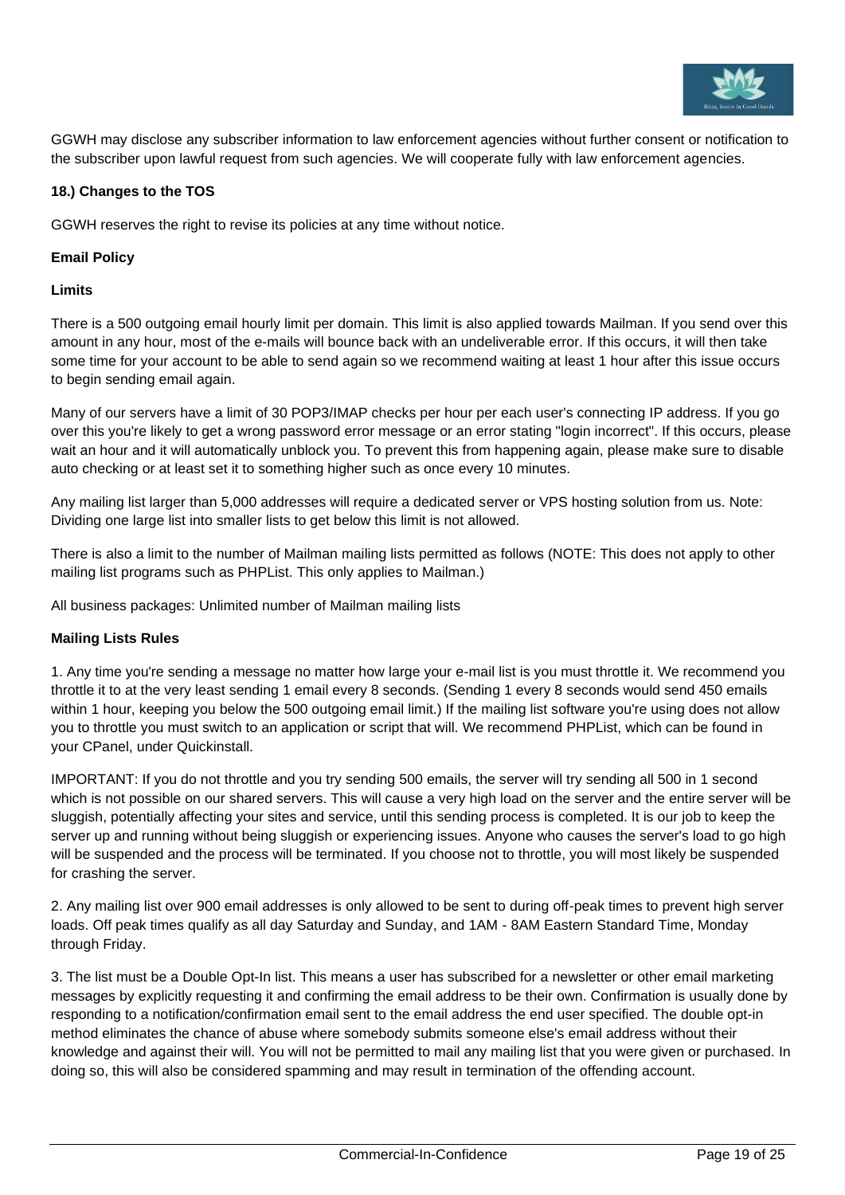GGWH may disclose any subscriber information to law enforcement agencies without further consent or notification to the subscriber upon lawful request from such agencies. We will cooperate fully with law enforcement agencies.

**18.) Changes to the TOS**

GGWH reserves the right to revise its policies at any time without notice.

**Email Policy**

**Limits**

There is a 500 outgoing email hourly limit per domain. This limit is also applied towards Mailman. If you send over this amount in any hour, most of the e-mails will bounce back with an undeliverable error. If this occurs, it will then take some time for your account to be able to send again so we recommend waiting at least 1 hour after this issue occurs to begin sending email again.

Many of our servers have a limit of 30 POP3/IMAP checks per hour per each user's connecting IP address. If you go over this you're likely to get a wrong password error message or an error stating "login incorrect". If this occurs, please wait an hour and it will automatically unblock you. To prevent this from happening again, please make sure to disable auto checking or at least set it to something higher such as once every 10 minutes.

Any mailing list larger than 5,000 addresses will require a dedicated server or VPS hosting solution from us. Note: Dividing one large list into smaller lists to get below this limit is not allowed.

There is also a limit to the number of Mailman mailing lists permitted as follows (NOTE: This does not apply to other mailing list programs such as PHPList. This only applies to Mailman.)

All business packages: Unlimited number of Mailman mailing lists

**Mailing Lists Rules**

1. Any time you're sending a message no matter how large your e-mail list is you must throttle it. We recommend you throttle it to at the very least sending 1 email every 8 seconds. (Sending 1 every 8 seconds would send 450 emails within 1 hour, keeping you below the 500 outgoing email limit.) If the mailing list software you're using does not allow you to throttle you must switch to an application or script that will. We recommend PHPList, which can be found in your CPanel, under Quickinstall.

IMPORTANT: If you do not throttle and you try sending 500 emails, the server will try sending all 500 in 1 second which is not possible on our shared servers. This will cause a very high load on the server and the entire server will be sluggish, potentially affecting your sites and service, until this sending process is completed. It is our job to keep the server up and running without being sluggish or experiencing issues. Anyone who causes the server's load to go high will be suspended and the process will be terminated. If you choose not to throttle, you will most likely be suspended for crashing the server.

2. Any mailing list over 900 email addresses is only allowed to be sent to during off-peak times to prevent high server loads. Off peak times qualify as all day Saturday and Sunday, and 1AM - 8AM Eastern Standard Time, Monday through Friday.

3. The list must be a Double Opt-In list. This means a user has subscribed for a newsletter or other email marketing messages by explicitly requesting it and confirming the email address to be their own. Confirmation is usually done by responding to a notification/confirmation email sent to the email address the end user specified. The double opt-in method eliminates the chance of abuse where somebody submits someone else's email address without their knowledge and against their will. You will not be permitted to mail any mailing list that you were given or purchased. In doing so, this will also be considered spamming and may result in termination of the offending account.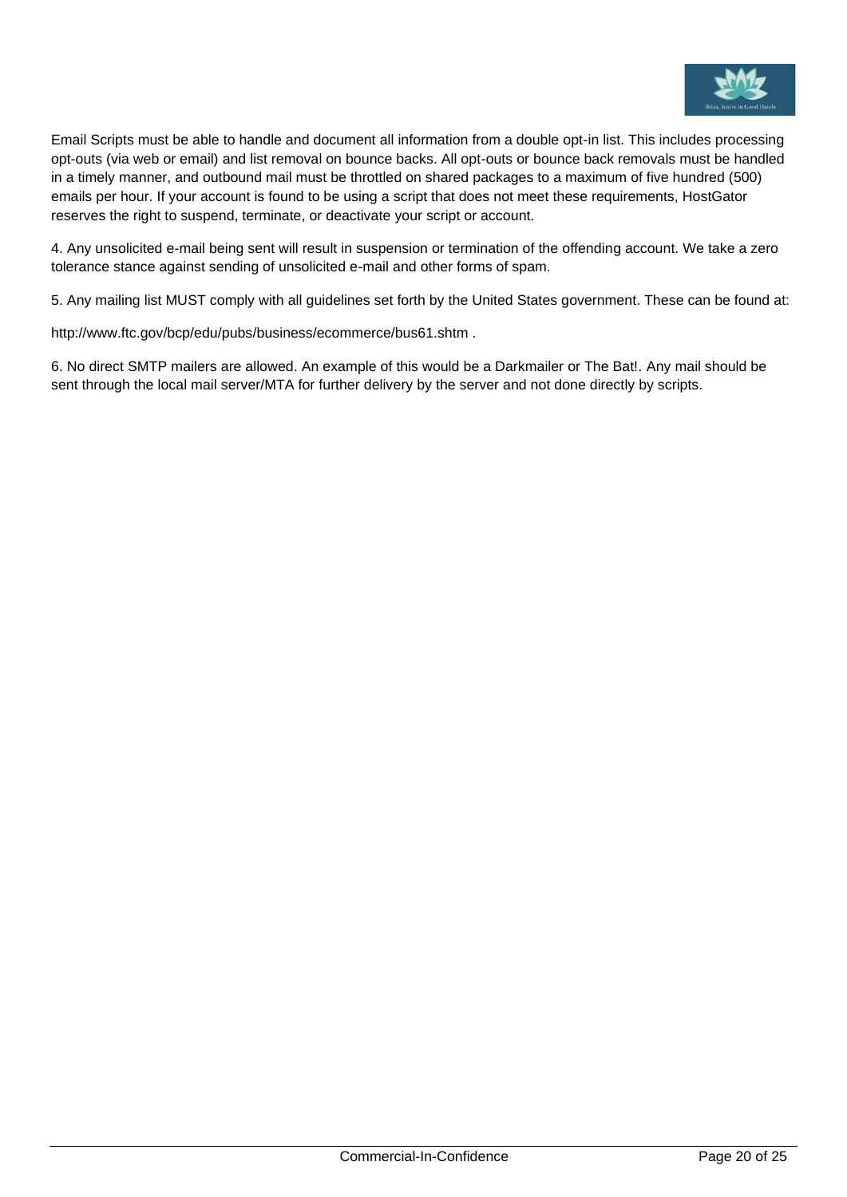Email Scripts must be able to handle and document all information from a double opt-in list. This includes processing opt-outs (via web or email) and list removal on bounce backs. All opt-outs or bounce back removals must be handled in a timely manner, and outbound mail must be throttled on shared packages to a maximum of five hundred (500) emails per hour. If your account is found to be using a script that does not meet these requirements, HostGator reserves the right to suspend, terminate, or deactivate your script or account.

4. Any unsolicited e-mail being sent will result in suspension or termination of the offending account. We take a zero tolerance stance against sending of unsolicited e-mail and other forms of spam.

5. Any mailing list MUST comply with all guidelines set forth by the United States government. These can be found at:

http://www.ftc.gov/bcp/edu/pubs/business/ecommerce/bus61.shtm .

6. No direct SMTP mailers are allowed. An example of this would be a Darkmailer or The Bat!. Any mail should be sent through the local mail server/MTA for further delivery by the server and not done directly by scripts.